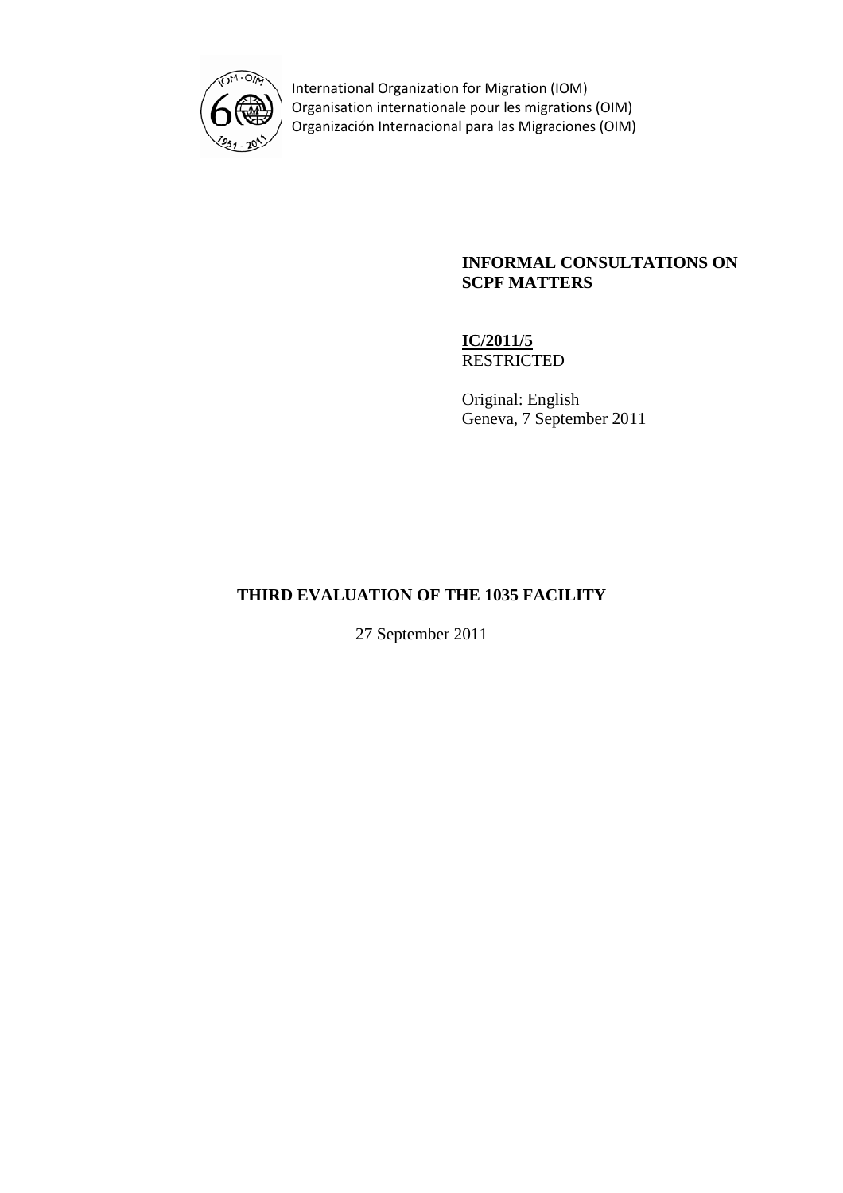International Organization for Migration (IOM)
Organisation internationale pour les migrations (OIM)
Organización Internacional para las Migraciones (OIM)

**INFORMAL CONSULTATIONS ON SCPF MATTERS**

**IC/2011/5**
RESTRICTED

Original: English
Geneva, 7 September 2011

# THIRD EVALUATION OF THE 1035 FACILITY

27 September 2011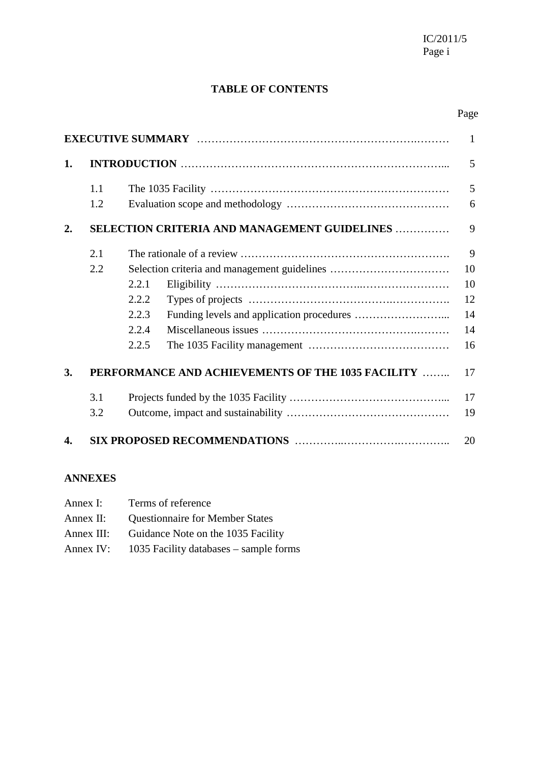## TABLE OF CONTENTS

| | | | Page |
|---|---|---|---|
| **EXECUTIVE SUMMARY** | | | 1 |
| **1.** | **INTRODUCTION** | | 5 |
| | 1.1 | The 1035 Facility | 5 |
| | 1.2 | Evaluation scope and methodology | 6 |
| **2.** | **SELECTION CRITERIA AND MANAGEMENT GUIDELINES** | | 9 |
| | 2.1 | The rationale of a review | 9 |
| | 2.2 | Selection criteria and management guidelines | 10 |
| | | 2.2.1 Eligibility | 10 |
| | | 2.2.2 Types of projects | 12 |
| | | 2.2.3 Funding levels and application procedures | 14 |
| | | 2.2.4 Miscellaneous issues | 14 |
| | | 2.2.5 The 1035 Facility management | 16 |
| **3.** | **PERFORMANCE AND ACHIEVEMENTS OF THE 1035 FACILITY** | | 17 |
| | 3.1 | Projects funded by the 1035 Facility | 17 |
| | 3.2 | Outcome, impact and sustainability | 19 |
| **4.** | **SIX PROPOSED RECOMMENDATIONS** | | 20 |

**ANNEXES**

Annex I: Terms of reference
Annex II: Questionnaire for Member States
Annex III: Guidance Note on the 1035 Facility
Annex IV: 1035 Facility databases – sample forms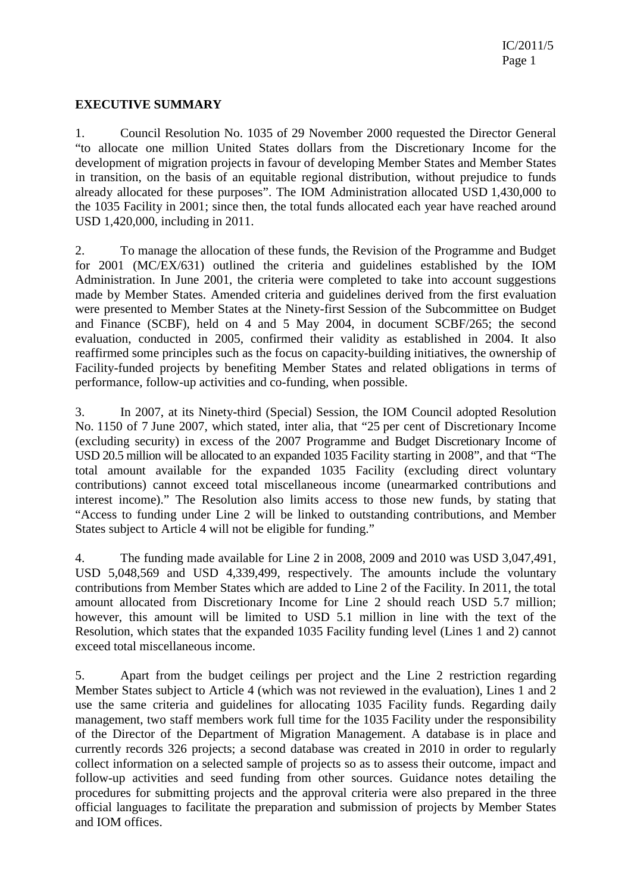## EXECUTIVE SUMMARY

1. Council Resolution No. 1035 of 29 November 2000 requested the Director General "to allocate one million United States dollars from the Discretionary Income for the development of migration projects in favour of developing Member States and Member States in transition, on the basis of an equitable regional distribution, without prejudice to funds already allocated for these purposes". The IOM Administration allocated USD 1,430,000 to the 1035 Facility in 2001; since then, the total funds allocated each year have reached around USD 1,420,000, including in 2011.

2. To manage the allocation of these funds, the Revision of the Programme and Budget for 2001 (MC/EX/631) outlined the criteria and guidelines established by the IOM Administration. In June 2001, the criteria were completed to take into account suggestions made by Member States. Amended criteria and guidelines derived from the first evaluation were presented to Member States at the Ninety-first Session of the Subcommittee on Budget and Finance (SCBF), held on 4 and 5 May 2004, in document SCBF/265; the second evaluation, conducted in 2005, confirmed their validity as established in 2004. It also reaffirmed some principles such as the focus on capacity-building initiatives, the ownership of Facility-funded projects by benefiting Member States and related obligations in terms of performance, follow-up activities and co-funding, when possible.

3. In 2007, at its Ninety-third (Special) Session, the IOM Council adopted Resolution No. 1150 of 7 June 2007, which stated, inter alia, that "25 per cent of Discretionary Income (excluding security) in excess of the 2007 Programme and Budget Discretionary Income of USD 20.5 million will be allocated to an expanded 1035 Facility starting in 2008", and that "The total amount available for the expanded 1035 Facility (excluding direct voluntary contributions) cannot exceed total miscellaneous income (unearmarked contributions and interest income)." The Resolution also limits access to those new funds, by stating that "Access to funding under Line 2 will be linked to outstanding contributions, and Member States subject to Article 4 will not be eligible for funding."

4. The funding made available for Line 2 in 2008, 2009 and 2010 was USD 3,047,491, USD 5,048,569 and USD 4,339,499, respectively. The amounts include the voluntary contributions from Member States which are added to Line 2 of the Facility. In 2011, the total amount allocated from Discretionary Income for Line 2 should reach USD 5.7 million; however, this amount will be limited to USD 5.1 million in line with the text of the Resolution, which states that the expanded 1035 Facility funding level (Lines 1 and 2) cannot exceed total miscellaneous income.

5. Apart from the budget ceilings per project and the Line 2 restriction regarding Member States subject to Article 4 (which was not reviewed in the evaluation), Lines 1 and 2 use the same criteria and guidelines for allocating 1035 Facility funds. Regarding daily management, two staff members work full time for the 1035 Facility under the responsibility of the Director of the Department of Migration Management. A database is in place and currently records 326 projects; a second database was created in 2010 in order to regularly collect information on a selected sample of projects so as to assess their outcome, impact and follow-up activities and seed funding from other sources. Guidance notes detailing the procedures for submitting projects and the approval criteria were also prepared in the three official languages to facilitate the preparation and submission of projects by Member States and IOM offices.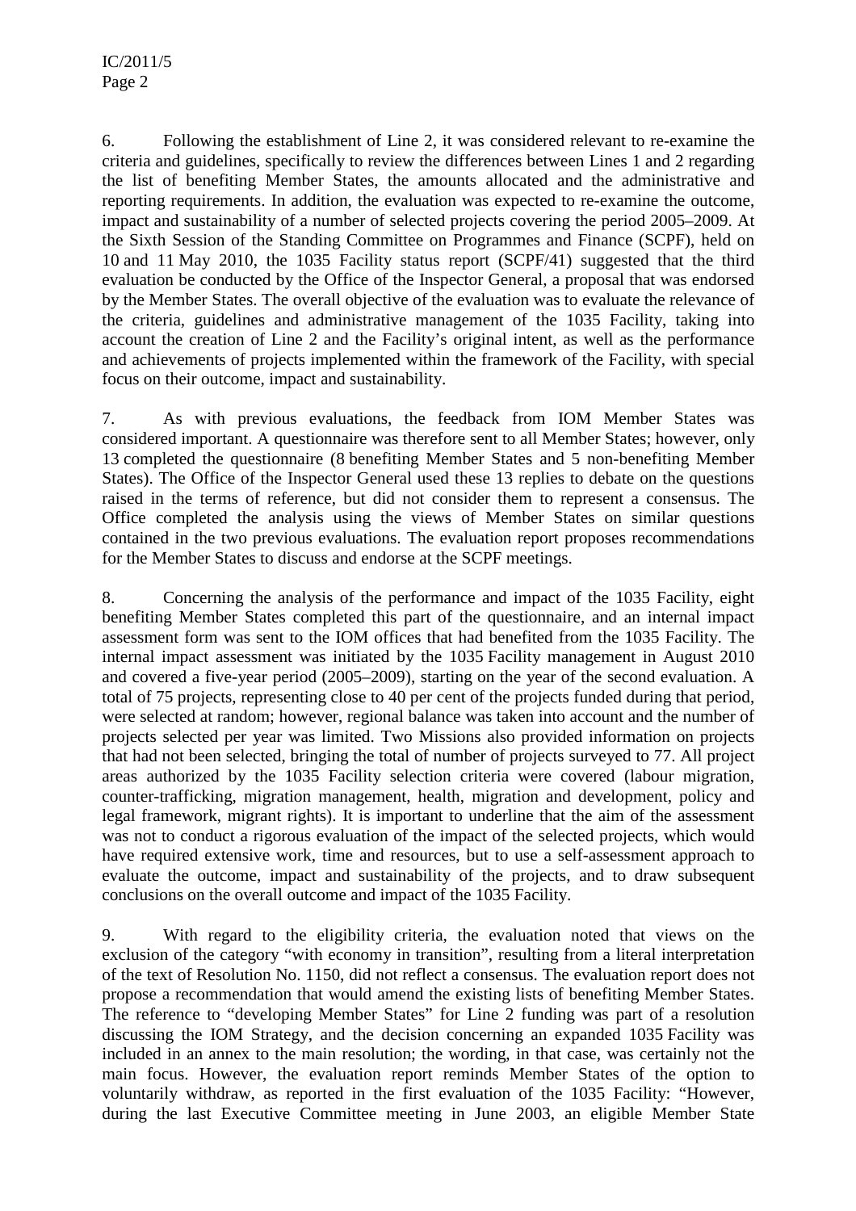6. Following the establishment of Line 2, it was considered relevant to re-examine the criteria and guidelines, specifically to review the differences between Lines 1 and 2 regarding the list of benefiting Member States, the amounts allocated and the administrative and reporting requirements. In addition, the evaluation was expected to re-examine the outcome, impact and sustainability of a number of selected projects covering the period 2005–2009. At the Sixth Session of the Standing Committee on Programmes and Finance (SCPF), held on 10 and 11 May 2010, the 1035 Facility status report (SCPF/41) suggested that the third evaluation be conducted by the Office of the Inspector General, a proposal that was endorsed by the Member States. The overall objective of the evaluation was to evaluate the relevance of the criteria, guidelines and administrative management of the 1035 Facility, taking into account the creation of Line 2 and the Facility's original intent, as well as the performance and achievements of projects implemented within the framework of the Facility, with special focus on their outcome, impact and sustainability.

7. As with previous evaluations, the feedback from IOM Member States was considered important. A questionnaire was therefore sent to all Member States; however, only 13 completed the questionnaire (8 benefiting Member States and 5 non-benefiting Member States). The Office of the Inspector General used these 13 replies to debate on the questions raised in the terms of reference, but did not consider them to represent a consensus. The Office completed the analysis using the views of Member States on similar questions contained in the two previous evaluations. The evaluation report proposes recommendations for the Member States to discuss and endorse at the SCPF meetings.

8. Concerning the analysis of the performance and impact of the 1035 Facility, eight benefiting Member States completed this part of the questionnaire, and an internal impact assessment form was sent to the IOM offices that had benefited from the 1035 Facility. The internal impact assessment was initiated by the 1035 Facility management in August 2010 and covered a five-year period (2005–2009), starting on the year of the second evaluation. A total of 75 projects, representing close to 40 per cent of the projects funded during that period, were selected at random; however, regional balance was taken into account and the number of projects selected per year was limited. Two Missions also provided information on projects that had not been selected, bringing the total of number of projects surveyed to 77. All project areas authorized by the 1035 Facility selection criteria were covered (labour migration, counter-trafficking, migration management, health, migration and development, policy and legal framework, migrant rights). It is important to underline that the aim of the assessment was not to conduct a rigorous evaluation of the impact of the selected projects, which would have required extensive work, time and resources, but to use a self-assessment approach to evaluate the outcome, impact and sustainability of the projects, and to draw subsequent conclusions on the overall outcome and impact of the 1035 Facility.

9. With regard to the eligibility criteria, the evaluation noted that views on the exclusion of the category "with economy in transition", resulting from a literal interpretation of the text of Resolution No. 1150, did not reflect a consensus. The evaluation report does not propose a recommendation that would amend the existing lists of benefiting Member States. The reference to "developing Member States" for Line 2 funding was part of a resolution discussing the IOM Strategy, and the decision concerning an expanded 1035 Facility was included in an annex to the main resolution; the wording, in that case, was certainly not the main focus. However, the evaluation report reminds Member States of the option to voluntarily withdraw, as reported in the first evaluation of the 1035 Facility: "However, during the last Executive Committee meeting in June 2003, an eligible Member State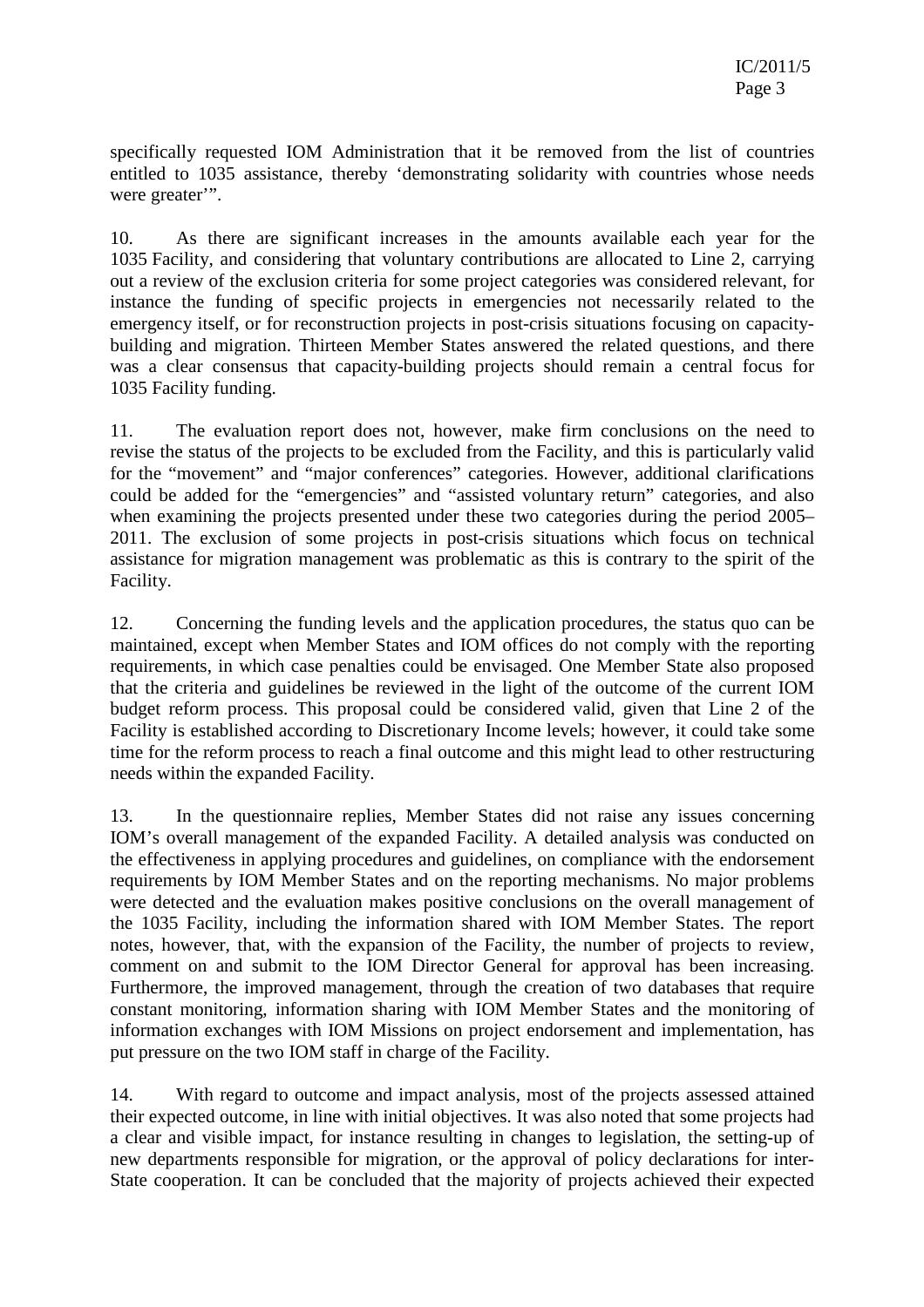specifically requested IOM Administration that it be removed from the list of countries entitled to 1035 assistance, thereby 'demonstrating solidarity with countries whose needs were greater'".

10. As there are significant increases in the amounts available each year for the 1035 Facility, and considering that voluntary contributions are allocated to Line 2, carrying out a review of the exclusion criteria for some project categories was considered relevant, for instance the funding of specific projects in emergencies not necessarily related to the emergency itself, or for reconstruction projects in post-crisis situations focusing on capacity-building and migration. Thirteen Member States answered the related questions, and there was a clear consensus that capacity-building projects should remain a central focus for 1035 Facility funding.

11. The evaluation report does not, however, make firm conclusions on the need to revise the status of the projects to be excluded from the Facility, and this is particularly valid for the "movement" and "major conferences" categories. However, additional clarifications could be added for the "emergencies" and "assisted voluntary return" categories, and also when examining the projects presented under these two categories during the period 2005–2011. The exclusion of some projects in post-crisis situations which focus on technical assistance for migration management was problematic as this is contrary to the spirit of the Facility.

12. Concerning the funding levels and the application procedures, the status quo can be maintained, except when Member States and IOM offices do not comply with the reporting requirements, in which case penalties could be envisaged. One Member State also proposed that the criteria and guidelines be reviewed in the light of the outcome of the current IOM budget reform process. This proposal could be considered valid, given that Line 2 of the Facility is established according to Discretionary Income levels; however, it could take some time for the reform process to reach a final outcome and this might lead to other restructuring needs within the expanded Facility.

13. In the questionnaire replies, Member States did not raise any issues concerning IOM's overall management of the expanded Facility. A detailed analysis was conducted on the effectiveness in applying procedures and guidelines, on compliance with the endorsement requirements by IOM Member States and on the reporting mechanisms. No major problems were detected and the evaluation makes positive conclusions on the overall management of the 1035 Facility, including the information shared with IOM Member States. The report notes, however, that, with the expansion of the Facility, the number of projects to review, comment on and submit to the IOM Director General for approval has been increasing. Furthermore, the improved management, through the creation of two databases that require constant monitoring, information sharing with IOM Member States and the monitoring of information exchanges with IOM Missions on project endorsement and implementation, has put pressure on the two IOM staff in charge of the Facility.

14. With regard to outcome and impact analysis, most of the projects assessed attained their expected outcome, in line with initial objectives. It was also noted that some projects had a clear and visible impact, for instance resulting in changes to legislation, the setting-up of new departments responsible for migration, or the approval of policy declarations for inter-State cooperation. It can be concluded that the majority of projects achieved their expected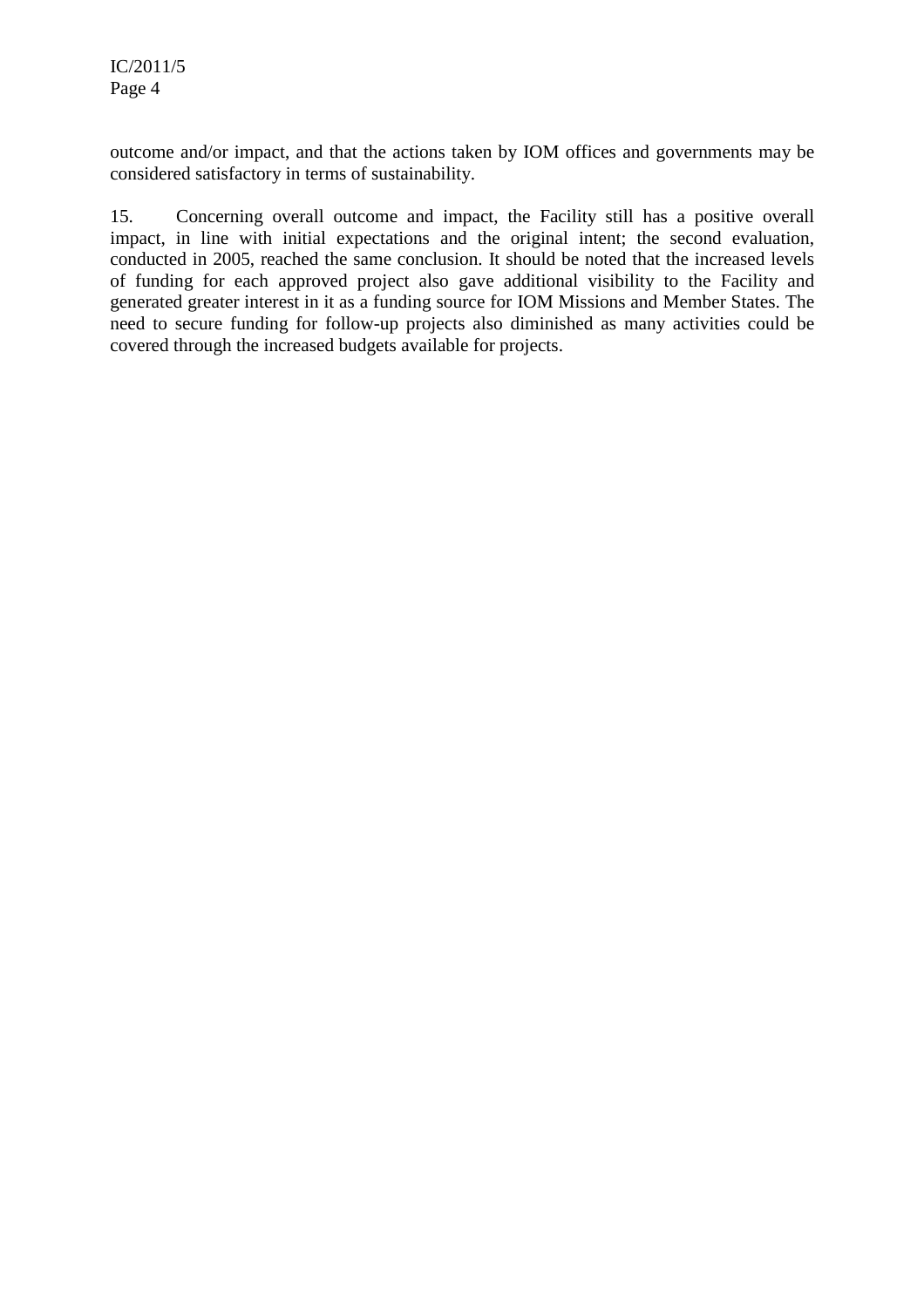outcome and/or impact, and that the actions taken by IOM offices and governments may be considered satisfactory in terms of sustainability.

15. Concerning overall outcome and impact, the Facility still has a positive overall impact, in line with initial expectations and the original intent; the second evaluation, conducted in 2005, reached the same conclusion. It should be noted that the increased levels of funding for each approved project also gave additional visibility to the Facility and generated greater interest in it as a funding source for IOM Missions and Member States. The need to secure funding for follow-up projects also diminished as many activities could be covered through the increased budgets available for projects.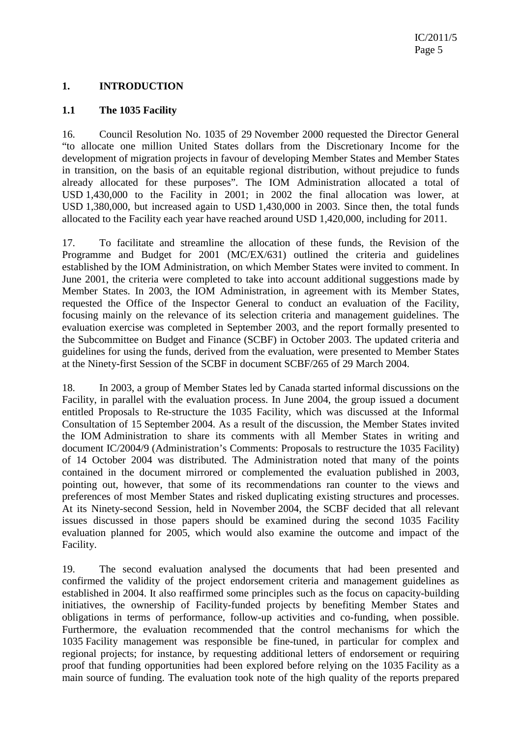## 1. INTRODUCTION

### 1.1 The 1035 Facility

16. Council Resolution No. 1035 of 29 November 2000 requested the Director General "to allocate one million United States dollars from the Discretionary Income for the development of migration projects in favour of developing Member States and Member States in transition, on the basis of an equitable regional distribution, without prejudice to funds already allocated for these purposes". The IOM Administration allocated a total of USD 1,430,000 to the Facility in 2001; in 2002 the final allocation was lower, at USD 1,380,000, but increased again to USD 1,430,000 in 2003. Since then, the total funds allocated to the Facility each year have reached around USD 1,420,000, including for 2011.

17. To facilitate and streamline the allocation of these funds, the Revision of the Programme and Budget for 2001 (MC/EX/631) outlined the criteria and guidelines established by the IOM Administration, on which Member States were invited to comment. In June 2001, the criteria were completed to take into account additional suggestions made by Member States. In 2003, the IOM Administration, in agreement with its Member States, requested the Office of the Inspector General to conduct an evaluation of the Facility, focusing mainly on the relevance of its selection criteria and management guidelines. The evaluation exercise was completed in September 2003, and the report formally presented to the Subcommittee on Budget and Finance (SCBF) in October 2003. The updated criteria and guidelines for using the funds, derived from the evaluation, were presented to Member States at the Ninety-first Session of the SCBF in document SCBF/265 of 29 March 2004.

18. In 2003, a group of Member States led by Canada started informal discussions on the Facility, in parallel with the evaluation process. In June 2004, the group issued a document entitled Proposals to Re-structure the 1035 Facility, which was discussed at the Informal Consultation of 15 September 2004. As a result of the discussion, the Member States invited the IOM Administration to share its comments with all Member States in writing and document IC/2004/9 (Administration's Comments: Proposals to restructure the 1035 Facility) of 14 October 2004 was distributed. The Administration noted that many of the points contained in the document mirrored or complemented the evaluation published in 2003, pointing out, however, that some of its recommendations ran counter to the views and preferences of most Member States and risked duplicating existing structures and processes. At its Ninety-second Session, held in November 2004, the SCBF decided that all relevant issues discussed in those papers should be examined during the second 1035 Facility evaluation planned for 2005, which would also examine the outcome and impact of the Facility.

19. The second evaluation analysed the documents that had been presented and confirmed the validity of the project endorsement criteria and management guidelines as established in 2004. It also reaffirmed some principles such as the focus on capacity-building initiatives, the ownership of Facility-funded projects by benefiting Member States and obligations in terms of performance, follow-up activities and co-funding, when possible. Furthermore, the evaluation recommended that the control mechanisms for which the 1035 Facility management was responsible be fine-tuned, in particular for complex and regional projects; for instance, by requesting additional letters of endorsement or requiring proof that funding opportunities had been explored before relying on the 1035 Facility as a main source of funding. The evaluation took note of the high quality of the reports prepared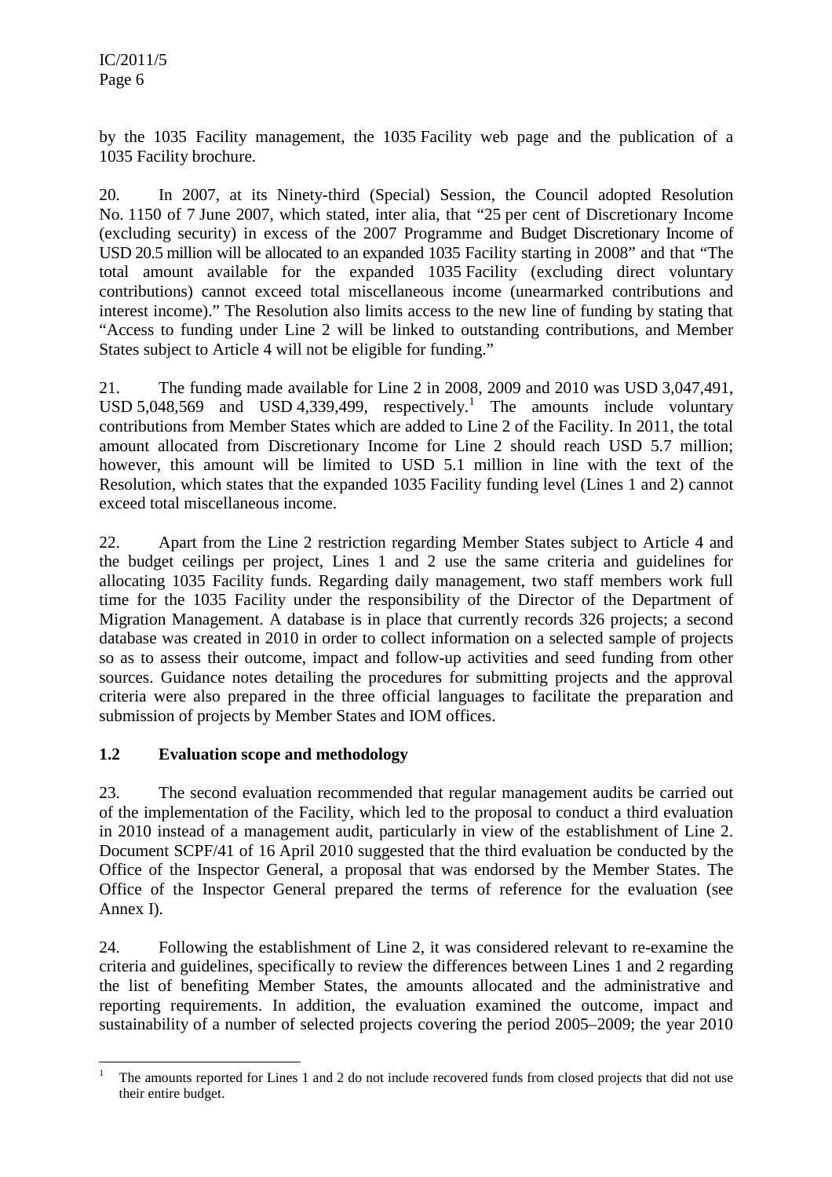by the 1035 Facility management, the 1035 Facility web page and the publication of a 1035 Facility brochure.

20. In 2007, at its Ninety-third (Special) Session, the Council adopted Resolution No. 1150 of 7 June 2007, which stated, inter alia, that "25 per cent of Discretionary Income (excluding security) in excess of the 2007 Programme and Budget Discretionary Income of USD 20.5 million will be allocated to an expanded 1035 Facility starting in 2008" and that "The total amount available for the expanded 1035 Facility (excluding direct voluntary contributions) cannot exceed total miscellaneous income (unearmarked contributions and interest income)." The Resolution also limits access to the new line of funding by stating that "Access to funding under Line 2 will be linked to outstanding contributions, and Member States subject to Article 4 will not be eligible for funding."

21. The funding made available for Line 2 in 2008, 2009 and 2010 was USD 3,047,491, USD 5,048,569 and USD 4,339,499, respectively.[1] The amounts include voluntary contributions from Member States which are added to Line 2 of the Facility. In 2011, the total amount allocated from Discretionary Income for Line 2 should reach USD 5.7 million; however, this amount will be limited to USD 5.1 million in line with the text of the Resolution, which states that the expanded 1035 Facility funding level (Lines 1 and 2) cannot exceed total miscellaneous income.

22. Apart from the Line 2 restriction regarding Member States subject to Article 4 and the budget ceilings per project, Lines 1 and 2 use the same criteria and guidelines for allocating 1035 Facility funds. Regarding daily management, two staff members work full time for the 1035 Facility under the responsibility of the Director of the Department of Migration Management. A database is in place that currently records 326 projects; a second database was created in 2010 in order to collect information on a selected sample of projects so as to assess their outcome, impact and follow-up activities and seed funding from other sources. Guidance notes detailing the procedures for submitting projects and the approval criteria were also prepared in the three official languages to facilitate the preparation and submission of projects by Member States and IOM offices.

### 1.2 Evaluation scope and methodology

23. The second evaluation recommended that regular management audits be carried out of the implementation of the Facility, which led to the proposal to conduct a third evaluation in 2010 instead of a management audit, particularly in view of the establishment of Line 2. Document SCPF/41 of 16 April 2010 suggested that the third evaluation be conducted by the Office of the Inspector General, a proposal that was endorsed by the Member States. The Office of the Inspector General prepared the terms of reference for the evaluation (see Annex I).

24. Following the establishment of Line 2, it was considered relevant to re-examine the criteria and guidelines, specifically to review the differences between Lines 1 and 2 regarding the list of benefiting Member States, the amounts allocated and the administrative and reporting requirements. In addition, the evaluation examined the outcome, impact and sustainability of a number of selected projects covering the period 2005–2009; the year 2010

[1] The amounts reported for Lines 1 and 2 do not include recovered funds from closed projects that did not use their entire budget.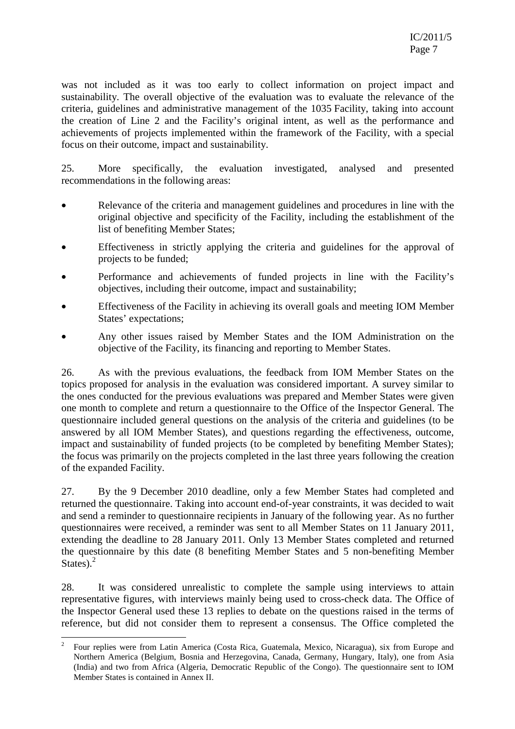was not included as it was too early to collect information on project impact and sustainability. The overall objective of the evaluation was to evaluate the relevance of the criteria, guidelines and administrative management of the 1035 Facility, taking into account the creation of Line 2 and the Facility's original intent, as well as the performance and achievements of projects implemented within the framework of the Facility, with a special focus on their outcome, impact and sustainability.

25. More specifically, the evaluation investigated, analysed and presented recommendations in the following areas:

- Relevance of the criteria and management guidelines and procedures in line with the original objective and specificity of the Facility, including the establishment of the list of benefiting Member States;
- Effectiveness in strictly applying the criteria and guidelines for the approval of projects to be funded;
- Performance and achievements of funded projects in line with the Facility's objectives, including their outcome, impact and sustainability;
- Effectiveness of the Facility in achieving its overall goals and meeting IOM Member States' expectations;
- Any other issues raised by Member States and the IOM Administration on the objective of the Facility, its financing and reporting to Member States.

26. As with the previous evaluations, the feedback from IOM Member States on the topics proposed for analysis in the evaluation was considered important. A survey similar to the ones conducted for the previous evaluations was prepared and Member States were given one month to complete and return a questionnaire to the Office of the Inspector General. The questionnaire included general questions on the analysis of the criteria and guidelines (to be answered by all IOM Member States), and questions regarding the effectiveness, outcome, impact and sustainability of funded projects (to be completed by benefiting Member States); the focus was primarily on the projects completed in the last three years following the creation of the expanded Facility.

27. By the 9 December 2010 deadline, only a few Member States had completed and returned the questionnaire. Taking into account end-of-year constraints, it was decided to wait and send a reminder to questionnaire recipients in January of the following year. As no further questionnaires were received, a reminder was sent to all Member States on 11 January 2011, extending the deadline to 28 January 2011. Only 13 Member States completed and returned the questionnaire by this date (8 benefiting Member States and 5 non-benefiting Member States).[2]

28. It was considered unrealistic to complete the sample using interviews to attain representative figures, with interviews mainly being used to cross-check data. The Office of the Inspector General used these 13 replies to debate on the questions raised in the terms of reference, but did not consider them to represent a consensus. The Office completed the

---

[2] Four replies were from Latin America (Costa Rica, Guatemala, Mexico, Nicaragua), six from Europe and Northern America (Belgium, Bosnia and Herzegovina, Canada, Germany, Hungary, Italy), one from Asia (India) and two from Africa (Algeria, Democratic Republic of the Congo). The questionnaire sent to IOM Member States is contained in Annex II.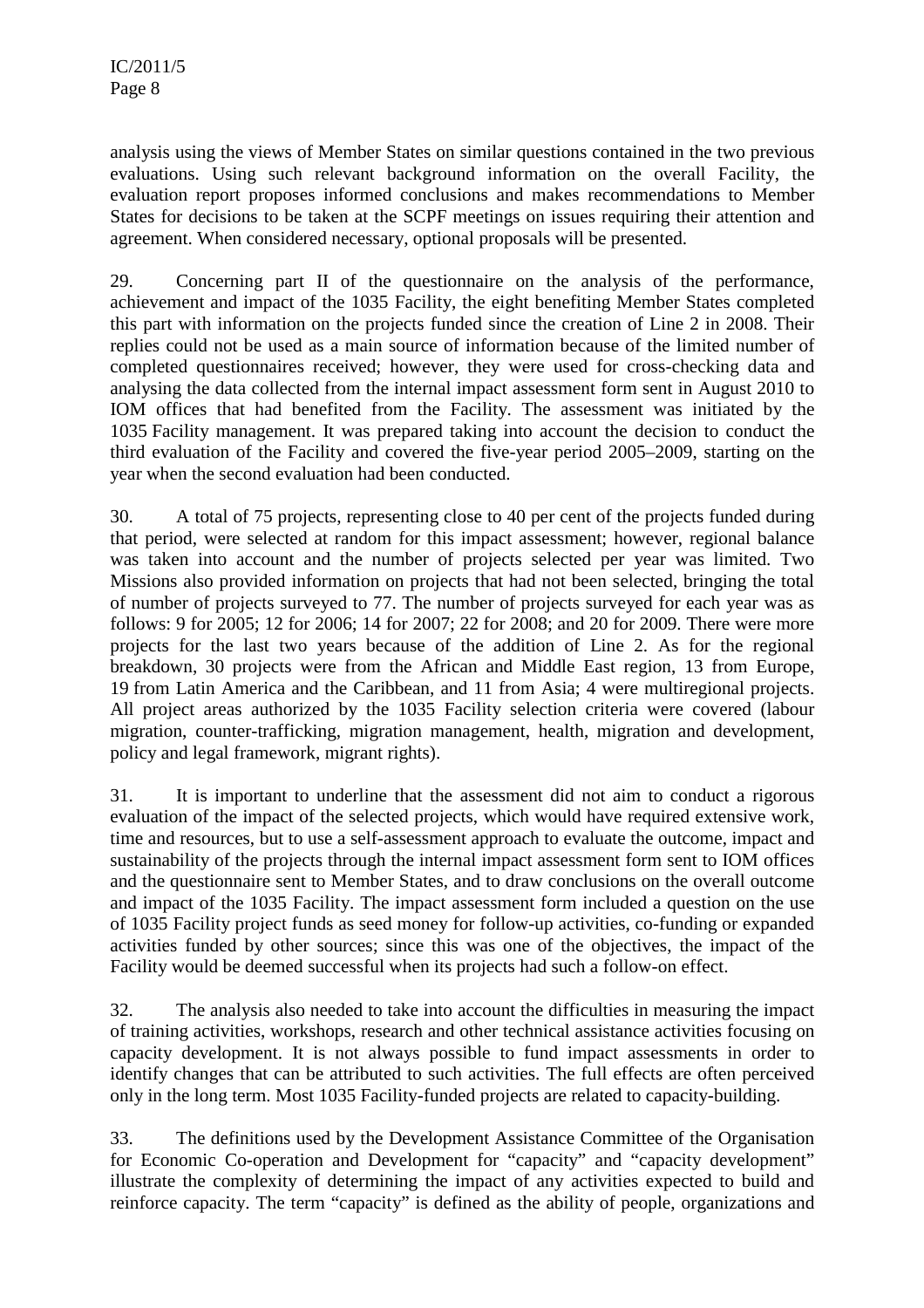analysis using the views of Member States on similar questions contained in the two previous evaluations. Using such relevant background information on the overall Facility, the evaluation report proposes informed conclusions and makes recommendations to Member States for decisions to be taken at the SCPF meetings on issues requiring their attention and agreement. When considered necessary, optional proposals will be presented.

29. Concerning part II of the questionnaire on the analysis of the performance, achievement and impact of the 1035 Facility, the eight benefiting Member States completed this part with information on the projects funded since the creation of Line 2 in 2008. Their replies could not be used as a main source of information because of the limited number of completed questionnaires received; however, they were used for cross-checking data and analysing the data collected from the internal impact assessment form sent in August 2010 to IOM offices that had benefited from the Facility. The assessment was initiated by the 1035 Facility management. It was prepared taking into account the decision to conduct the third evaluation of the Facility and covered the five-year period 2005–2009, starting on the year when the second evaluation had been conducted.

30. A total of 75 projects, representing close to 40 per cent of the projects funded during that period, were selected at random for this impact assessment; however, regional balance was taken into account and the number of projects selected per year was limited. Two Missions also provided information on projects that had not been selected, bringing the total of number of projects surveyed to 77. The number of projects surveyed for each year was as follows: 9 for 2005; 12 for 2006; 14 for 2007; 22 for 2008; and 20 for 2009. There were more projects for the last two years because of the addition of Line 2. As for the regional breakdown, 30 projects were from the African and Middle East region, 13 from Europe, 19 from Latin America and the Caribbean, and 11 from Asia; 4 were multiregional projects. All project areas authorized by the 1035 Facility selection criteria were covered (labour migration, counter-trafficking, migration management, health, migration and development, policy and legal framework, migrant rights).

31. It is important to underline that the assessment did not aim to conduct a rigorous evaluation of the impact of the selected projects, which would have required extensive work, time and resources, but to use a self-assessment approach to evaluate the outcome, impact and sustainability of the projects through the internal impact assessment form sent to IOM offices and the questionnaire sent to Member States, and to draw conclusions on the overall outcome and impact of the 1035 Facility. The impact assessment form included a question on the use of 1035 Facility project funds as seed money for follow-up activities, co-funding or expanded activities funded by other sources; since this was one of the objectives, the impact of the Facility would be deemed successful when its projects had such a follow-on effect.

32. The analysis also needed to take into account the difficulties in measuring the impact of training activities, workshops, research and other technical assistance activities focusing on capacity development. It is not always possible to fund impact assessments in order to identify changes that can be attributed to such activities. The full effects are often perceived only in the long term. Most 1035 Facility-funded projects are related to capacity-building.

33. The definitions used by the Development Assistance Committee of the Organisation for Economic Co-operation and Development for "capacity" and "capacity development" illustrate the complexity of determining the impact of any activities expected to build and reinforce capacity. The term "capacity" is defined as the ability of people, organizations and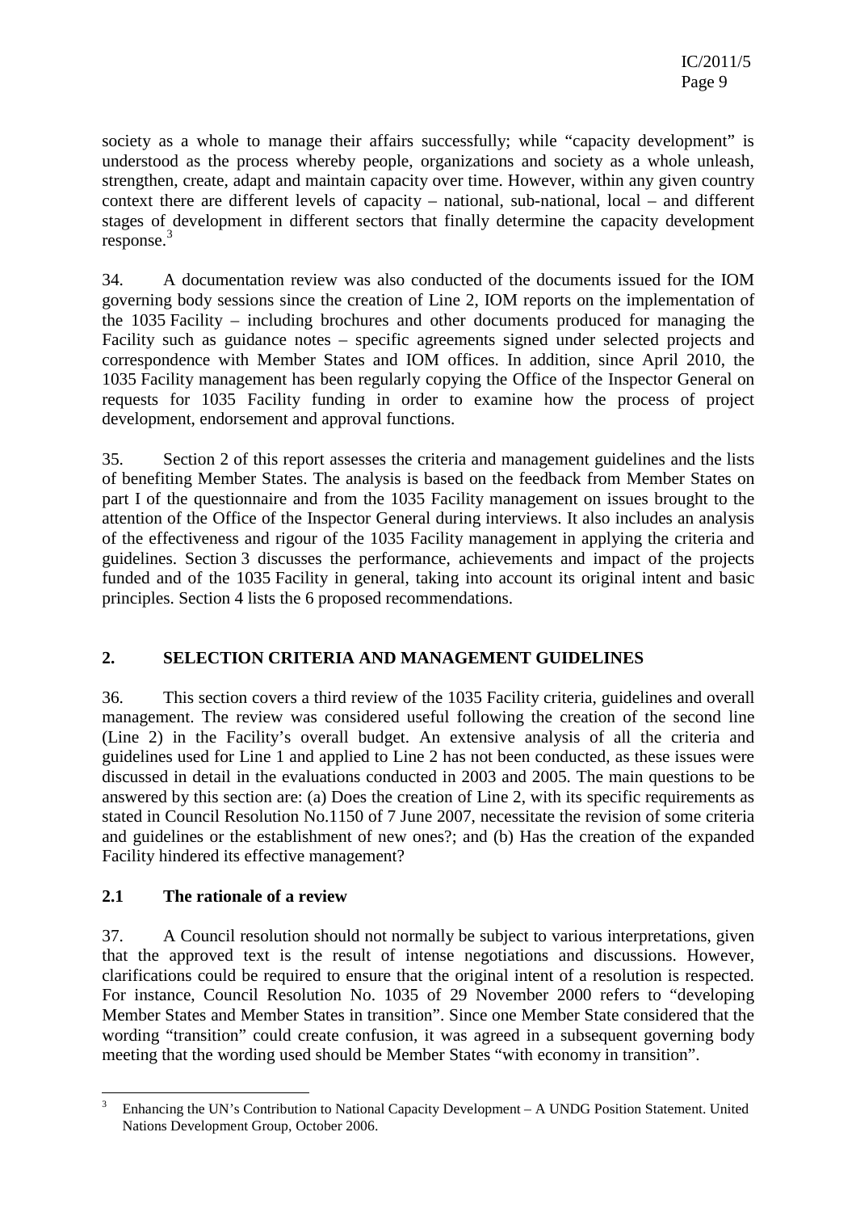society as a whole to manage their affairs successfully; while "capacity development" is understood as the process whereby people, organizations and society as a whole unleash, strengthen, create, adapt and maintain capacity over time. However, within any given country context there are different levels of capacity – national, sub-national, local – and different stages of development in different sectors that finally determine the capacity development response.[3]

34. A documentation review was also conducted of the documents issued for the IOM governing body sessions since the creation of Line 2, IOM reports on the implementation of the 1035 Facility – including brochures and other documents produced for managing the Facility such as guidance notes – specific agreements signed under selected projects and correspondence with Member States and IOM offices. In addition, since April 2010, the 1035 Facility management has been regularly copying the Office of the Inspector General on requests for 1035 Facility funding in order to examine how the process of project development, endorsement and approval functions.

35. Section 2 of this report assesses the criteria and management guidelines and the lists of benefiting Member States. The analysis is based on the feedback from Member States on part I of the questionnaire and from the 1035 Facility management on issues brought to the attention of the Office of the Inspector General during interviews. It also includes an analysis of the effectiveness and rigour of the 1035 Facility management in applying the criteria and guidelines. Section 3 discusses the performance, achievements and impact of the projects funded and of the 1035 Facility in general, taking into account its original intent and basic principles. Section 4 lists the 6 proposed recommendations.

## 2. SELECTION CRITERIA AND MANAGEMENT GUIDELINES

36. This section covers a third review of the 1035 Facility criteria, guidelines and overall management. The review was considered useful following the creation of the second line (Line 2) in the Facility's overall budget. An extensive analysis of all the criteria and guidelines used for Line 1 and applied to Line 2 has not been conducted, as these issues were discussed in detail in the evaluations conducted in 2003 and 2005. The main questions to be answered by this section are: (a) Does the creation of Line 2, with its specific requirements as stated in Council Resolution No.1150 of 7 June 2007, necessitate the revision of some criteria and guidelines or the establishment of new ones?; and (b) Has the creation of the expanded Facility hindered its effective management?

### 2.1 The rationale of a review

37. A Council resolution should not normally be subject to various interpretations, given that the approved text is the result of intense negotiations and discussions. However, clarifications could be required to ensure that the original intent of a resolution is respected. For instance, Council Resolution No. 1035 of 29 November 2000 refers to "developing Member States and Member States in transition". Since one Member State considered that the wording "transition" could create confusion, it was agreed in a subsequent governing body meeting that the wording used should be Member States "with economy in transition".

---

[3] Enhancing the UN's Contribution to National Capacity Development – A UNDG Position Statement. United Nations Development Group, October 2006.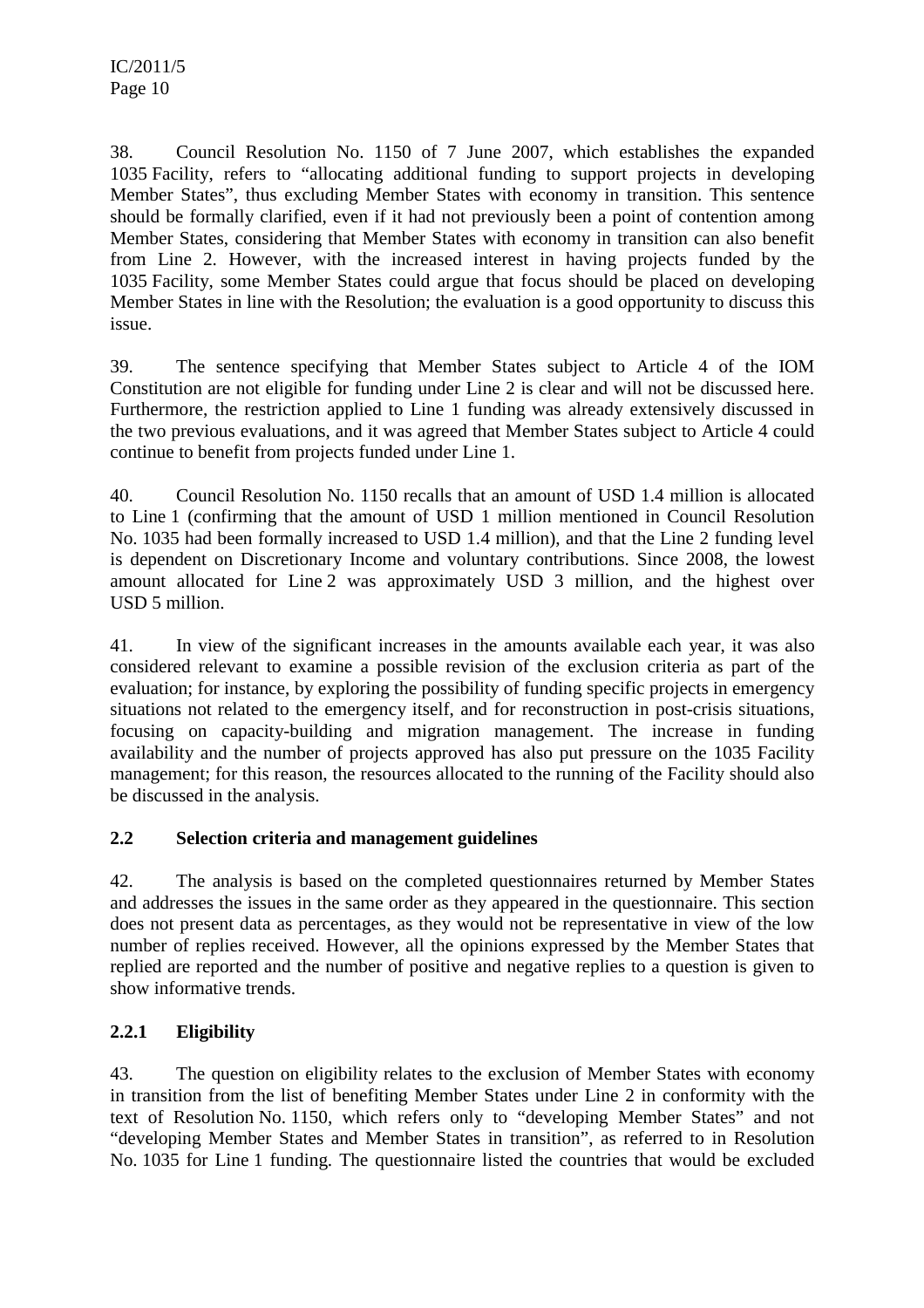38. Council Resolution No. 1150 of 7 June 2007, which establishes the expanded 1035 Facility, refers to "allocating additional funding to support projects in developing Member States", thus excluding Member States with economy in transition. This sentence should be formally clarified, even if it had not previously been a point of contention among Member States, considering that Member States with economy in transition can also benefit from Line 2. However, with the increased interest in having projects funded by the 1035 Facility, some Member States could argue that focus should be placed on developing Member States in line with the Resolution; the evaluation is a good opportunity to discuss this issue.

39. The sentence specifying that Member States subject to Article 4 of the IOM Constitution are not eligible for funding under Line 2 is clear and will not be discussed here. Furthermore, the restriction applied to Line 1 funding was already extensively discussed in the two previous evaluations, and it was agreed that Member States subject to Article 4 could continue to benefit from projects funded under Line 1.

40. Council Resolution No. 1150 recalls that an amount of USD 1.4 million is allocated to Line 1 (confirming that the amount of USD 1 million mentioned in Council Resolution No. 1035 had been formally increased to USD 1.4 million), and that the Line 2 funding level is dependent on Discretionary Income and voluntary contributions. Since 2008, the lowest amount allocated for Line 2 was approximately USD 3 million, and the highest over USD 5 million.

41. In view of the significant increases in the amounts available each year, it was also considered relevant to examine a possible revision of the exclusion criteria as part of the evaluation; for instance, by exploring the possibility of funding specific projects in emergency situations not related to the emergency itself, and for reconstruction in post-crisis situations, focusing on capacity-building and migration management. The increase in funding availability and the number of projects approved has also put pressure on the 1035 Facility management; for this reason, the resources allocated to the running of the Facility should also be discussed in the analysis.

## 2.2 Selection criteria and management guidelines

42. The analysis is based on the completed questionnaires returned by Member States and addresses the issues in the same order as they appeared in the questionnaire. This section does not present data as percentages, as they would not be representative in view of the low number of replies received. However, all the opinions expressed by the Member States that replied are reported and the number of positive and negative replies to a question is given to show informative trends.

### 2.2.1 Eligibility

43. The question on eligibility relates to the exclusion of Member States with economy in transition from the list of benefiting Member States under Line 2 in conformity with the text of Resolution No. 1150, which refers only to "developing Member States" and not "developing Member States and Member States in transition", as referred to in Resolution No. 1035 for Line 1 funding. The questionnaire listed the countries that would be excluded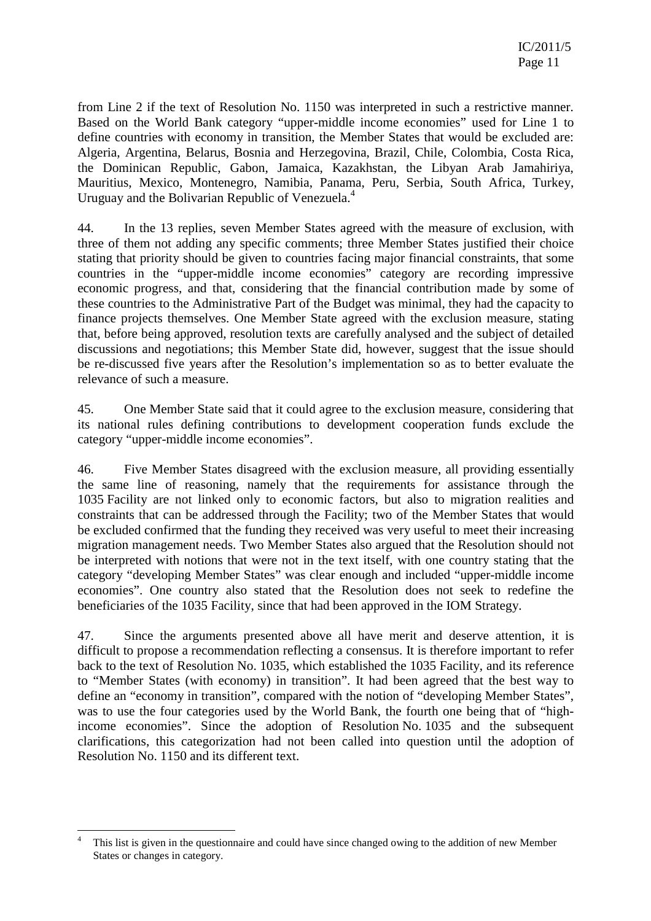from Line 2 if the text of Resolution No. 1150 was interpreted in such a restrictive manner. Based on the World Bank category "upper-middle income economies" used for Line 1 to define countries with economy in transition, the Member States that would be excluded are: Algeria, Argentina, Belarus, Bosnia and Herzegovina, Brazil, Chile, Colombia, Costa Rica, the Dominican Republic, Gabon, Jamaica, Kazakhstan, the Libyan Arab Jamahiriya, Mauritius, Mexico, Montenegro, Namibia, Panama, Peru, Serbia, South Africa, Turkey, Uruguay and the Bolivarian Republic of Venezuela.[4]

44. In the 13 replies, seven Member States agreed with the measure of exclusion, with three of them not adding any specific comments; three Member States justified their choice stating that priority should be given to countries facing major financial constraints, that some countries in the "upper-middle income economies" category are recording impressive economic progress, and that, considering that the financial contribution made by some of these countries to the Administrative Part of the Budget was minimal, they had the capacity to finance projects themselves. One Member State agreed with the exclusion measure, stating that, before being approved, resolution texts are carefully analysed and the subject of detailed discussions and negotiations; this Member State did, however, suggest that the issue should be re-discussed five years after the Resolution's implementation so as to better evaluate the relevance of such a measure.

45. One Member State said that it could agree to the exclusion measure, considering that its national rules defining contributions to development cooperation funds exclude the category "upper-middle income economies".

46. Five Member States disagreed with the exclusion measure, all providing essentially the same line of reasoning, namely that the requirements for assistance through the 1035 Facility are not linked only to economic factors, but also to migration realities and constraints that can be addressed through the Facility; two of the Member States that would be excluded confirmed that the funding they received was very useful to meet their increasing migration management needs. Two Member States also argued that the Resolution should not be interpreted with notions that were not in the text itself, with one country stating that the category "developing Member States" was clear enough and included "upper-middle income economies". One country also stated that the Resolution does not seek to redefine the beneficiaries of the 1035 Facility, since that had been approved in the IOM Strategy.

47. Since the arguments presented above all have merit and deserve attention, it is difficult to propose a recommendation reflecting a consensus. It is therefore important to refer back to the text of Resolution No. 1035, which established the 1035 Facility, and its reference to "Member States (with economy) in transition". It had been agreed that the best way to define an "economy in transition", compared with the notion of "developing Member States", was to use the four categories used by the World Bank, the fourth one being that of "high-income economies". Since the adoption of Resolution No. 1035 and the subsequent clarifications, this categorization had not been called into question until the adoption of Resolution No. 1150 and its different text.

---

[4] This list is given in the questionnaire and could have since changed owing to the addition of new Member States or changes in category.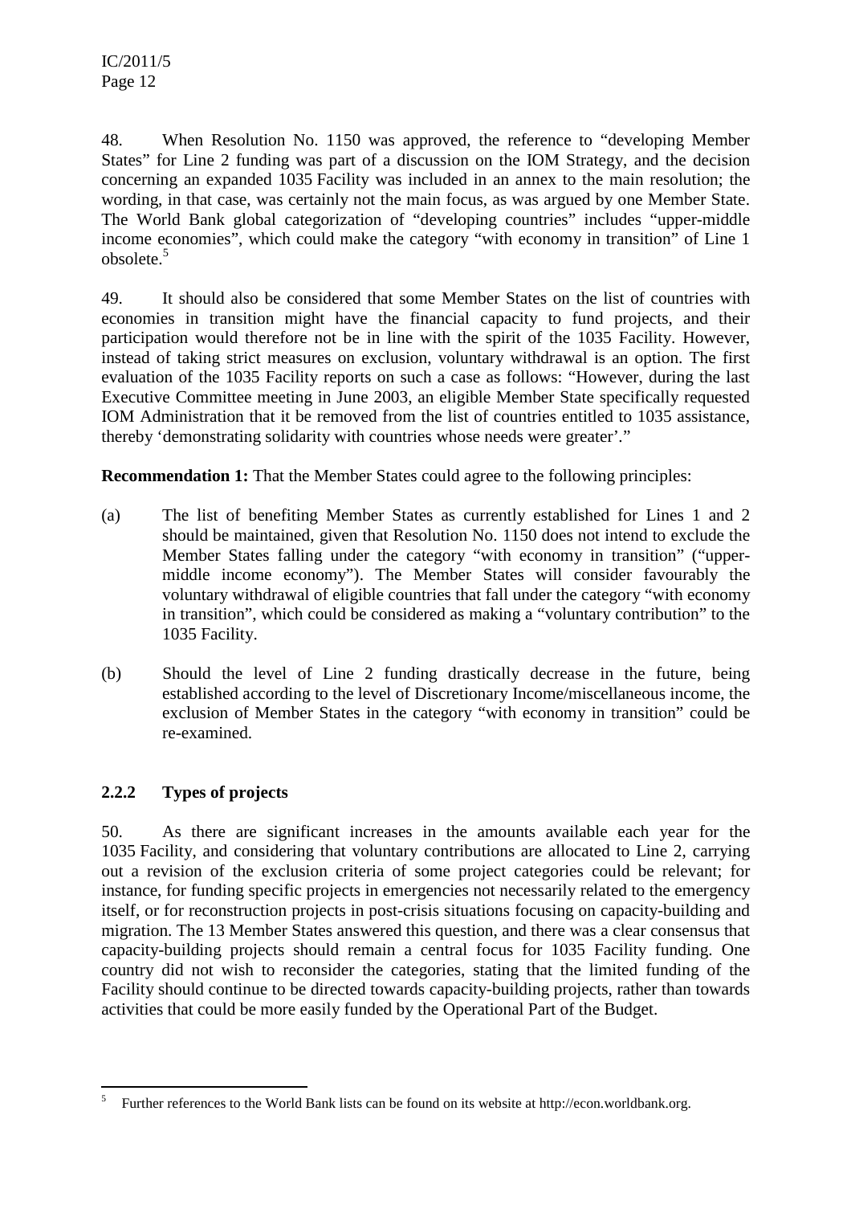48. When Resolution No. 1150 was approved, the reference to "developing Member States" for Line 2 funding was part of a discussion on the IOM Strategy, and the decision concerning an expanded 1035 Facility was included in an annex to the main resolution; the wording, in that case, was certainly not the main focus, as was argued by one Member State. The World Bank global categorization of "developing countries" includes "upper-middle income economies", which could make the category "with economy in transition" of Line 1 obsolete.[5]

49. It should also be considered that some Member States on the list of countries with economies in transition might have the financial capacity to fund projects, and their participation would therefore not be in line with the spirit of the 1035 Facility. However, instead of taking strict measures on exclusion, voluntary withdrawal is an option. The first evaluation of the 1035 Facility reports on such a case as follows: "However, during the last Executive Committee meeting in June 2003, an eligible Member State specifically requested IOM Administration that it be removed from the list of countries entitled to 1035 assistance, thereby 'demonstrating solidarity with countries whose needs were greater'."

**Recommendation 1:** That the Member States could agree to the following principles:

(a) The list of benefiting Member States as currently established for Lines 1 and 2 should be maintained, given that Resolution No. 1150 does not intend to exclude the Member States falling under the category "with economy in transition" ("upper-middle income economy"). The Member States will consider favourably the voluntary withdrawal of eligible countries that fall under the category "with economy in transition", which could be considered as making a "voluntary contribution" to the 1035 Facility.

(b) Should the level of Line 2 funding drastically decrease in the future, being established according to the level of Discretionary Income/miscellaneous income, the exclusion of Member States in the category "with economy in transition" could be re-examined.

### 2.2.2 Types of projects

50. As there are significant increases in the amounts available each year for the 1035 Facility, and considering that voluntary contributions are allocated to Line 2, carrying out a revision of the exclusion criteria of some project categories could be relevant; for instance, for funding specific projects in emergencies not necessarily related to the emergency itself, or for reconstruction projects in post-crisis situations focusing on capacity-building and migration. The 13 Member States answered this question, and there was a clear consensus that capacity-building projects should remain a central focus for 1035 Facility funding. One country did not wish to reconsider the categories, stating that the limited funding of the Facility should continue to be directed towards capacity-building projects, rather than towards activities that could be more easily funded by the Operational Part of the Budget.

---

[5] Further references to the World Bank lists can be found on its website at http://econ.worldbank.org.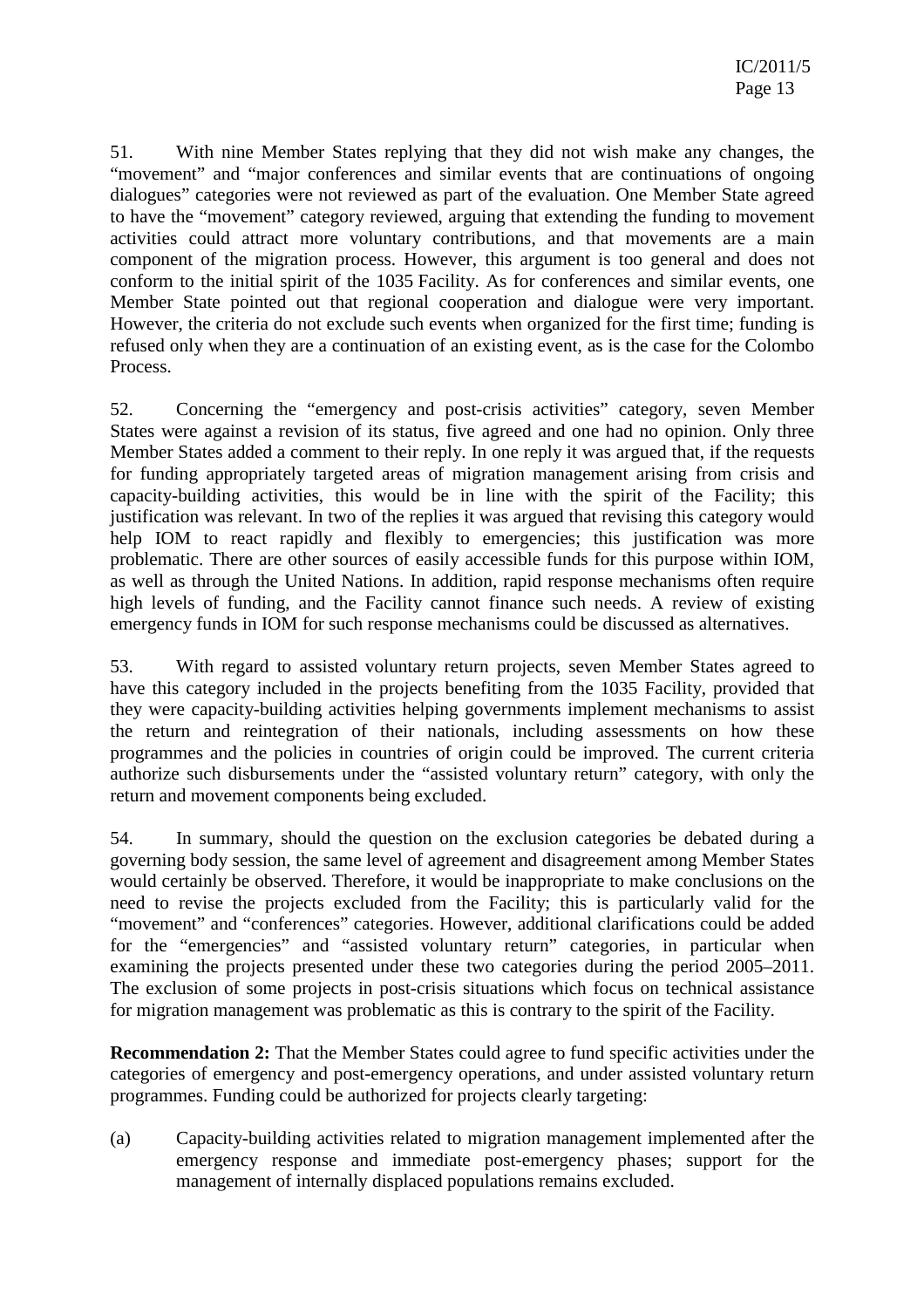51. With nine Member States replying that they did not wish make any changes, the "movement" and "major conferences and similar events that are continuations of ongoing dialogues" categories were not reviewed as part of the evaluation. One Member State agreed to have the "movement" category reviewed, arguing that extending the funding to movement activities could attract more voluntary contributions, and that movements are a main component of the migration process. However, this argument is too general and does not conform to the initial spirit of the 1035 Facility. As for conferences and similar events, one Member State pointed out that regional cooperation and dialogue were very important. However, the criteria do not exclude such events when organized for the first time; funding is refused only when they are a continuation of an existing event, as is the case for the Colombo Process.

52. Concerning the "emergency and post-crisis activities" category, seven Member States were against a revision of its status, five agreed and one had no opinion. Only three Member States added a comment to their reply. In one reply it was argued that, if the requests for funding appropriately targeted areas of migration management arising from crisis and capacity-building activities, this would be in line with the spirit of the Facility; this justification was relevant. In two of the replies it was argued that revising this category would help IOM to react rapidly and flexibly to emergencies; this justification was more problematic. There are other sources of easily accessible funds for this purpose within IOM, as well as through the United Nations. In addition, rapid response mechanisms often require high levels of funding, and the Facility cannot finance such needs. A review of existing emergency funds in IOM for such response mechanisms could be discussed as alternatives.

53. With regard to assisted voluntary return projects, seven Member States agreed to have this category included in the projects benefiting from the 1035 Facility, provided that they were capacity-building activities helping governments implement mechanisms to assist the return and reintegration of their nationals, including assessments on how these programmes and the policies in countries of origin could be improved. The current criteria authorize such disbursements under the "assisted voluntary return" category, with only the return and movement components being excluded.

54. In summary, should the question on the exclusion categories be debated during a governing body session, the same level of agreement and disagreement among Member States would certainly be observed. Therefore, it would be inappropriate to make conclusions on the need to revise the projects excluded from the Facility; this is particularly valid for the "movement" and "conferences" categories. However, additional clarifications could be added for the "emergencies" and "assisted voluntary return" categories, in particular when examining the projects presented under these two categories during the period 2005–2011. The exclusion of some projects in post-crisis situations which focus on technical assistance for migration management was problematic as this is contrary to the spirit of the Facility.

**Recommendation 2:** That the Member States could agree to fund specific activities under the categories of emergency and post-emergency operations, and under assisted voluntary return programmes. Funding could be authorized for projects clearly targeting:

(a) Capacity-building activities related to migration management implemented after the emergency response and immediate post-emergency phases; support for the management of internally displaced populations remains excluded.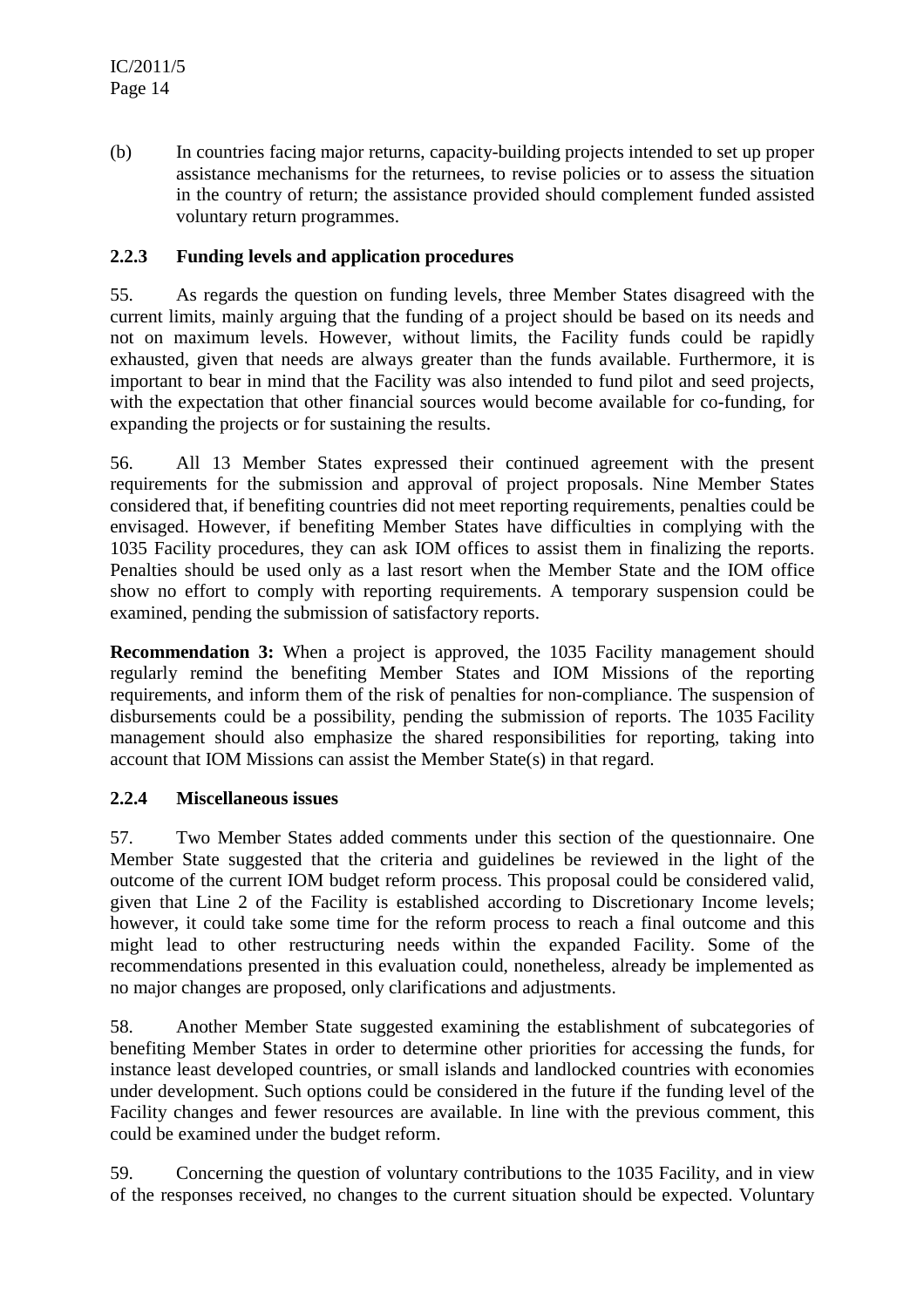(b) In countries facing major returns, capacity-building projects intended to set up proper assistance mechanisms for the returnees, to revise policies or to assess the situation in the country of return; the assistance provided should complement funded assisted voluntary return programmes.

### 2.2.3 Funding levels and application procedures

55. As regards the question on funding levels, three Member States disagreed with the current limits, mainly arguing that the funding of a project should be based on its needs and not on maximum levels. However, without limits, the Facility funds could be rapidly exhausted, given that needs are always greater than the funds available. Furthermore, it is important to bear in mind that the Facility was also intended to fund pilot and seed projects, with the expectation that other financial sources would become available for co-funding, for expanding the projects or for sustaining the results.

56. All 13 Member States expressed their continued agreement with the present requirements for the submission and approval of project proposals. Nine Member States considered that, if benefiting countries did not meet reporting requirements, penalties could be envisaged. However, if benefiting Member States have difficulties in complying with the 1035 Facility procedures, they can ask IOM offices to assist them in finalizing the reports. Penalties should be used only as a last resort when the Member State and the IOM office show no effort to comply with reporting requirements. A temporary suspension could be examined, pending the submission of satisfactory reports.

**Recommendation 3:** When a project is approved, the 1035 Facility management should regularly remind the benefiting Member States and IOM Missions of the reporting requirements, and inform them of the risk of penalties for non-compliance. The suspension of disbursements could be a possibility, pending the submission of reports. The 1035 Facility management should also emphasize the shared responsibilities for reporting, taking into account that IOM Missions can assist the Member State(s) in that regard.

### 2.2.4 Miscellaneous issues

57. Two Member States added comments under this section of the questionnaire. One Member State suggested that the criteria and guidelines be reviewed in the light of the outcome of the current IOM budget reform process. This proposal could be considered valid, given that Line 2 of the Facility is established according to Discretionary Income levels; however, it could take some time for the reform process to reach a final outcome and this might lead to other restructuring needs within the expanded Facility. Some of the recommendations presented in this evaluation could, nonetheless, already be implemented as no major changes are proposed, only clarifications and adjustments.

58. Another Member State suggested examining the establishment of subcategories of benefiting Member States in order to determine other priorities for accessing the funds, for instance least developed countries, or small islands and landlocked countries with economies under development. Such options could be considered in the future if the funding level of the Facility changes and fewer resources are available. In line with the previous comment, this could be examined under the budget reform.

59. Concerning the question of voluntary contributions to the 1035 Facility, and in view of the responses received, no changes to the current situation should be expected. Voluntary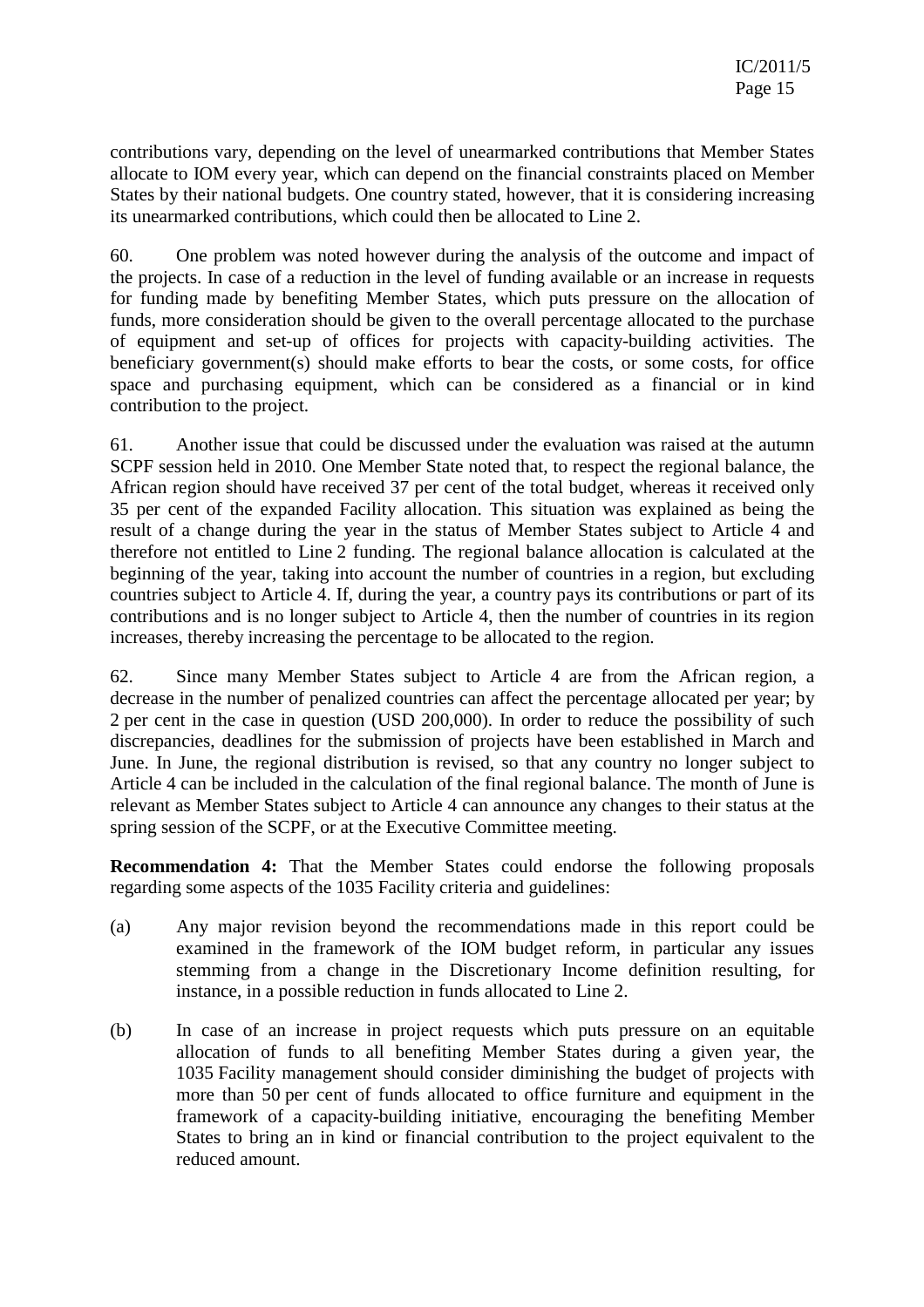contributions vary, depending on the level of unearmarked contributions that Member States allocate to IOM every year, which can depend on the financial constraints placed on Member States by their national budgets. One country stated, however, that it is considering increasing its unearmarked contributions, which could then be allocated to Line 2.

60. One problem was noted however during the analysis of the outcome and impact of the projects. In case of a reduction in the level of funding available or an increase in requests for funding made by benefiting Member States, which puts pressure on the allocation of funds, more consideration should be given to the overall percentage allocated to the purchase of equipment and set-up of offices for projects with capacity-building activities. The beneficiary government(s) should make efforts to bear the costs, or some costs, for office space and purchasing equipment, which can be considered as a financial or in kind contribution to the project.

61. Another issue that could be discussed under the evaluation was raised at the autumn SCPF session held in 2010. One Member State noted that, to respect the regional balance, the African region should have received 37 per cent of the total budget, whereas it received only 35 per cent of the expanded Facility allocation. This situation was explained as being the result of a change during the year in the status of Member States subject to Article 4 and therefore not entitled to Line 2 funding. The regional balance allocation is calculated at the beginning of the year, taking into account the number of countries in a region, but excluding countries subject to Article 4. If, during the year, a country pays its contributions or part of its contributions and is no longer subject to Article 4, then the number of countries in its region increases, thereby increasing the percentage to be allocated to the region.

62. Since many Member States subject to Article 4 are from the African region, a decrease in the number of penalized countries can affect the percentage allocated per year; by 2 per cent in the case in question (USD 200,000). In order to reduce the possibility of such discrepancies, deadlines for the submission of projects have been established in March and June. In June, the regional distribution is revised, so that any country no longer subject to Article 4 can be included in the calculation of the final regional balance. The month of June is relevant as Member States subject to Article 4 can announce any changes to their status at the spring session of the SCPF, or at the Executive Committee meeting.

**Recommendation 4:** That the Member States could endorse the following proposals regarding some aspects of the 1035 Facility criteria and guidelines:

(a) Any major revision beyond the recommendations made in this report could be examined in the framework of the IOM budget reform, in particular any issues stemming from a change in the Discretionary Income definition resulting, for instance, in a possible reduction in funds allocated to Line 2.

(b) In case of an increase in project requests which puts pressure on an equitable allocation of funds to all benefiting Member States during a given year, the 1035 Facility management should consider diminishing the budget of projects with more than 50 per cent of funds allocated to office furniture and equipment in the framework of a capacity-building initiative, encouraging the benefiting Member States to bring an in kind or financial contribution to the project equivalent to the reduced amount.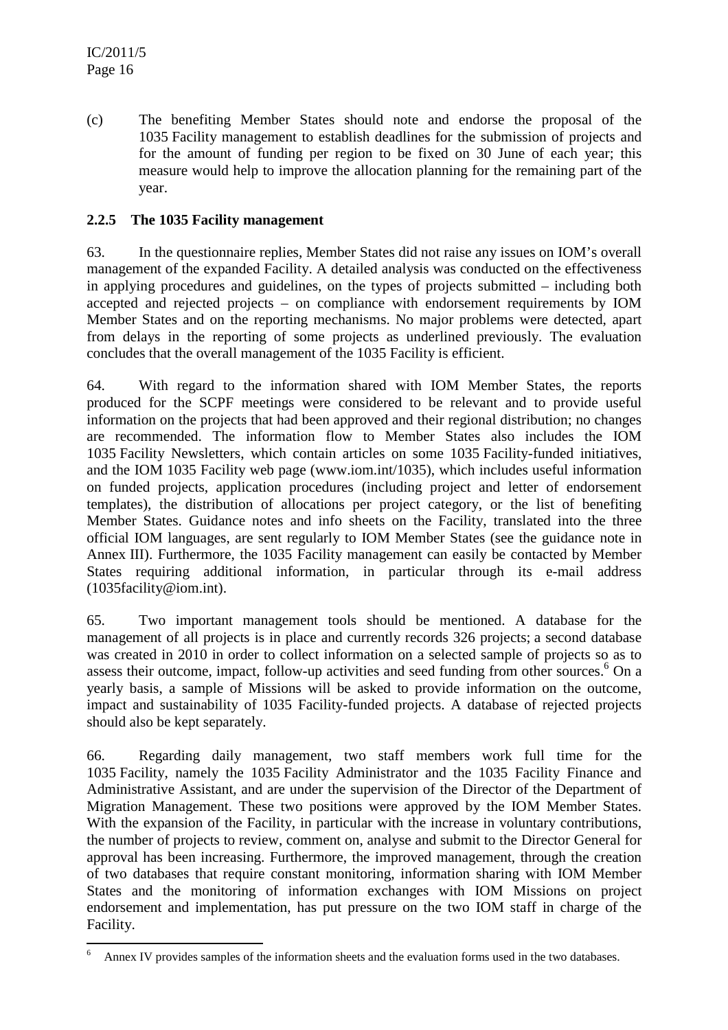(c) The benefiting Member States should note and endorse the proposal of the 1035 Facility management to establish deadlines for the submission of projects and for the amount of funding per region to be fixed on 30 June of each year; this measure would help to improve the allocation planning for the remaining part of the year.

### 2.2.5 The 1035 Facility management

63. In the questionnaire replies, Member States did not raise any issues on IOM's overall management of the expanded Facility. A detailed analysis was conducted on the effectiveness in applying procedures and guidelines, on the types of projects submitted – including both accepted and rejected projects – on compliance with endorsement requirements by IOM Member States and on the reporting mechanisms. No major problems were detected, apart from delays in the reporting of some projects as underlined previously. The evaluation concludes that the overall management of the 1035 Facility is efficient.

64. With regard to the information shared with IOM Member States, the reports produced for the SCPF meetings were considered to be relevant and to provide useful information on the projects that had been approved and their regional distribution; no changes are recommended. The information flow to Member States also includes the IOM 1035 Facility Newsletters, which contain articles on some 1035 Facility-funded initiatives, and the IOM 1035 Facility web page (www.iom.int/1035), which includes useful information on funded projects, application procedures (including project and letter of endorsement templates), the distribution of allocations per project category, or the list of benefiting Member States. Guidance notes and info sheets on the Facility, translated into the three official IOM languages, are sent regularly to IOM Member States (see the guidance note in Annex III). Furthermore, the 1035 Facility management can easily be contacted by Member States requiring additional information, in particular through its e-mail address (1035facility@iom.int).

65. Two important management tools should be mentioned. A database for the management of all projects is in place and currently records 326 projects; a second database was created in 2010 in order to collect information on a selected sample of projects so as to assess their outcome, impact, follow-up activities and seed funding from other sources.[6] On a yearly basis, a sample of Missions will be asked to provide information on the outcome, impact and sustainability of 1035 Facility-funded projects. A database of rejected projects should also be kept separately.

66. Regarding daily management, two staff members work full time for the 1035 Facility, namely the 1035 Facility Administrator and the 1035 Facility Finance and Administrative Assistant, and are under the supervision of the Director of the Department of Migration Management. These two positions were approved by the IOM Member States. With the expansion of the Facility, in particular with the increase in voluntary contributions, the number of projects to review, comment on, analyse and submit to the Director General for approval has been increasing. Furthermore, the improved management, through the creation of two databases that require constant monitoring, information sharing with IOM Member States and the monitoring of information exchanges with IOM Missions on project endorsement and implementation, has put pressure on the two IOM staff in charge of the Facility.

---

[6] Annex IV provides samples of the information sheets and the evaluation forms used in the two databases.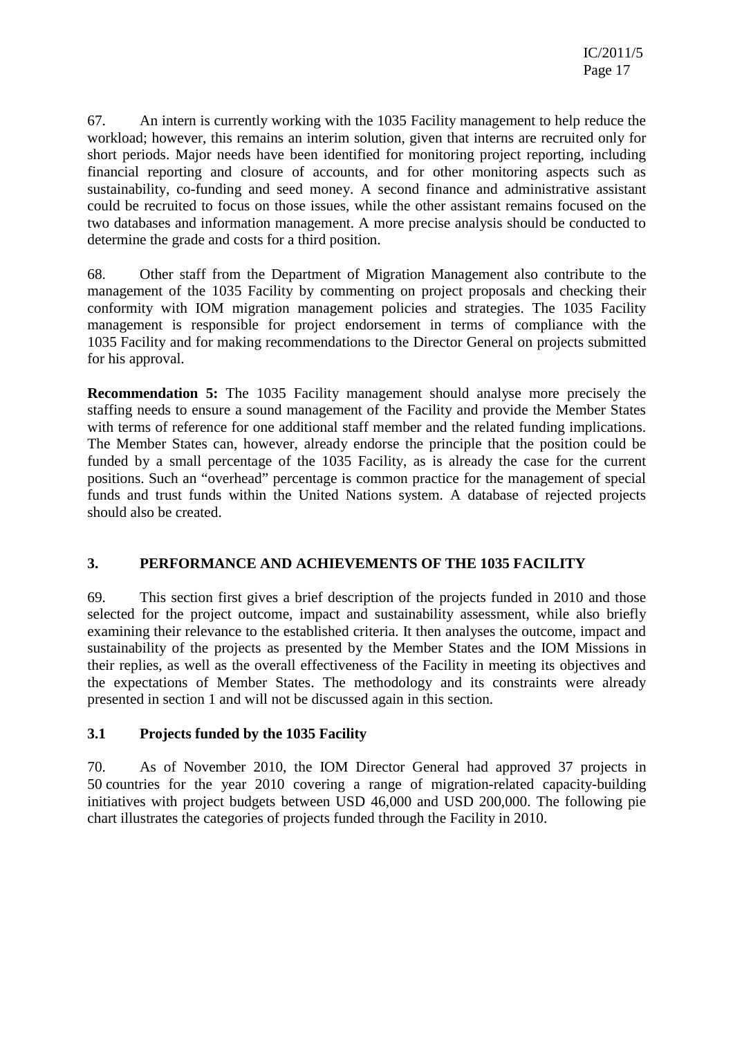67. An intern is currently working with the 1035 Facility management to help reduce the workload; however, this remains an interim solution, given that interns are recruited only for short periods. Major needs have been identified for monitoring project reporting, including financial reporting and closure of accounts, and for other monitoring aspects such as sustainability, co-funding and seed money. A second finance and administrative assistant could be recruited to focus on those issues, while the other assistant remains focused on the two databases and information management. A more precise analysis should be conducted to determine the grade and costs for a third position.

68. Other staff from the Department of Migration Management also contribute to the management of the 1035 Facility by commenting on project proposals and checking their conformity with IOM migration management policies and strategies. The 1035 Facility management is responsible for project endorsement in terms of compliance with the 1035 Facility and for making recommendations to the Director General on projects submitted for his approval.

**Recommendation 5:** The 1035 Facility management should analyse more precisely the staffing needs to ensure a sound management of the Facility and provide the Member States with terms of reference for one additional staff member and the related funding implications. The Member States can, however, already endorse the principle that the position could be funded by a small percentage of the 1035 Facility, as is already the case for the current positions. Such an "overhead" percentage is common practice for the management of special funds and trust funds within the United Nations system. A database of rejected projects should also be created.

## 3. PERFORMANCE AND ACHIEVEMENTS OF THE 1035 FACILITY

69. This section first gives a brief description of the projects funded in 2010 and those selected for the project outcome, impact and sustainability assessment, while also briefly examining their relevance to the established criteria. It then analyses the outcome, impact and sustainability of the projects as presented by the Member States and the IOM Missions in their replies, as well as the overall effectiveness of the Facility in meeting its objectives and the expectations of Member States. The methodology and its constraints were already presented in section 1 and will not be discussed again in this section.

### 3.1 Projects funded by the 1035 Facility

70. As of November 2010, the IOM Director General had approved 37 projects in 50 countries for the year 2010 covering a range of migration-related capacity-building initiatives with project budgets between USD 46,000 and USD 200,000. The following pie chart illustrates the categories of projects funded through the Facility in 2010.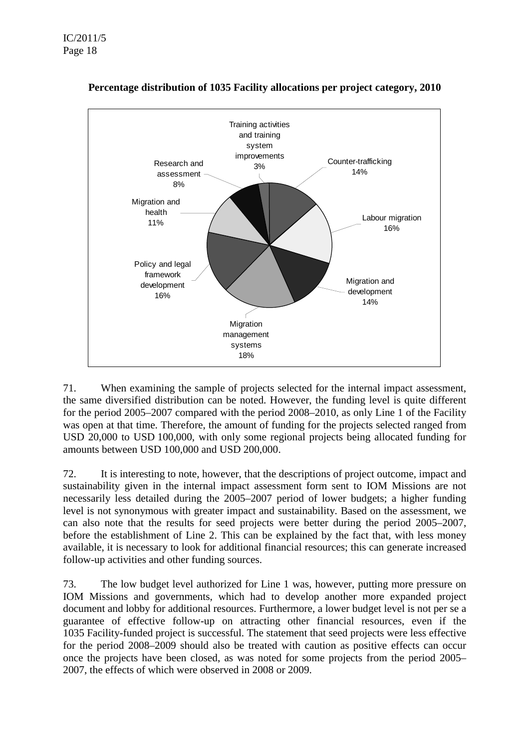**Percentage distribution of 1035 Facility allocations per project category, 2010**

| Project category | Percentage |
|---|---|
| Counter-trafficking | 14% |
| Labour migration | 16% |
| Migration and development | 14% |
| Migration management systems | 18% |
| Policy and legal framework development | 16% |
| Migration and health | 11% |
| Research and assessment | 8% |
| Training activities and training system improvements | 3% |

71. When examining the sample of projects selected for the internal impact assessment, the same diversified distribution can be noted. However, the funding level is quite different for the period 2005–2007 compared with the period 2008–2010, as only Line 1 of the Facility was open at that time. Therefore, the amount of funding for the projects selected ranged from USD 20,000 to USD 100,000, with only some regional projects being allocated funding for amounts between USD 100,000 and USD 200,000.

72. It is interesting to note, however, that the descriptions of project outcome, impact and sustainability given in the internal impact assessment form sent to IOM Missions are not necessarily less detailed during the 2005–2007 period of lower budgets; a higher funding level is not synonymous with greater impact and sustainability. Based on the assessment, we can also note that the results for seed projects were better during the period 2005–2007, before the establishment of Line 2. This can be explained by the fact that, with less money available, it is necessary to look for additional financial resources; this can generate increased follow-up activities and other funding sources.

73. The low budget level authorized for Line 1 was, however, putting more pressure on IOM Missions and governments, which had to develop another more expanded project document and lobby for additional resources. Furthermore, a lower budget level is not per se a guarantee of effective follow-up on attracting other financial resources, even if the 1035 Facility-funded project is successful. The statement that seed projects were less effective for the period 2008–2009 should also be treated with caution as positive effects can occur once the projects have been closed, as was noted for some projects from the period 2005–2007, the effects of which were observed in 2008 or 2009.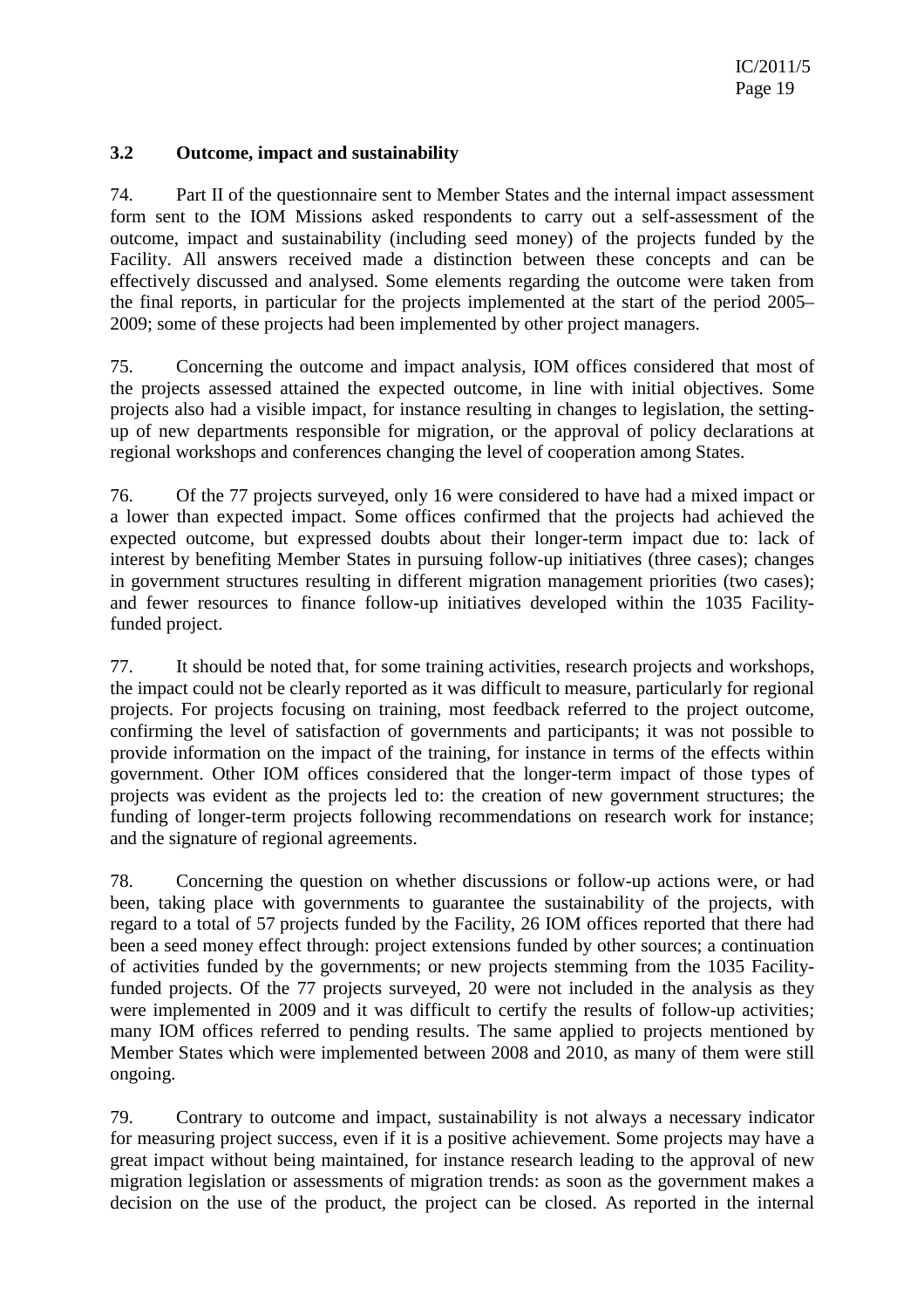### 3.2 Outcome, impact and sustainability

74. Part II of the questionnaire sent to Member States and the internal impact assessment form sent to the IOM Missions asked respondents to carry out a self-assessment of the outcome, impact and sustainability (including seed money) of the projects funded by the Facility. All answers received made a distinction between these concepts and can be effectively discussed and analysed. Some elements regarding the outcome were taken from the final reports, in particular for the projects implemented at the start of the period 2005–2009; some of these projects had been implemented by other project managers.

75. Concerning the outcome and impact analysis, IOM offices considered that most of the projects assessed attained the expected outcome, in line with initial objectives. Some projects also had a visible impact, for instance resulting in changes to legislation, the setting-up of new departments responsible for migration, or the approval of policy declarations at regional workshops and conferences changing the level of cooperation among States.

76. Of the 77 projects surveyed, only 16 were considered to have had a mixed impact or a lower than expected impact. Some offices confirmed that the projects had achieved the expected outcome, but expressed doubts about their longer-term impact due to: lack of interest by benefiting Member States in pursuing follow-up initiatives (three cases); changes in government structures resulting in different migration management priorities (two cases); and fewer resources to finance follow-up initiatives developed within the 1035 Facility-funded project.

77. It should be noted that, for some training activities, research projects and workshops, the impact could not be clearly reported as it was difficult to measure, particularly for regional projects. For projects focusing on training, most feedback referred to the project outcome, confirming the level of satisfaction of governments and participants; it was not possible to provide information on the impact of the training, for instance in terms of the effects within government. Other IOM offices considered that the longer-term impact of those types of projects was evident as the projects led to: the creation of new government structures; the funding of longer-term projects following recommendations on research work for instance; and the signature of regional agreements.

78. Concerning the question on whether discussions or follow-up actions were, or had been, taking place with governments to guarantee the sustainability of the projects, with regard to a total of 57 projects funded by the Facility, 26 IOM offices reported that there had been a seed money effect through: project extensions funded by other sources; a continuation of activities funded by the governments; or new projects stemming from the 1035 Facility-funded projects. Of the 77 projects surveyed, 20 were not included in the analysis as they were implemented in 2009 and it was difficult to certify the results of follow-up activities; many IOM offices referred to pending results. The same applied to projects mentioned by Member States which were implemented between 2008 and 2010, as many of them were still ongoing.

79. Contrary to outcome and impact, sustainability is not always a necessary indicator for measuring project success, even if it is a positive achievement. Some projects may have a great impact without being maintained, for instance research leading to the approval of new migration legislation or assessments of migration trends: as soon as the government makes a decision on the use of the product, the project can be closed. As reported in the internal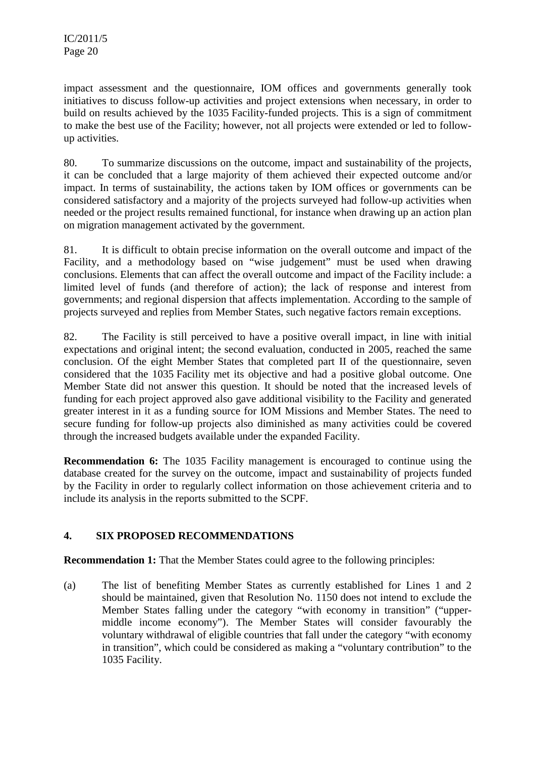impact assessment and the questionnaire, IOM offices and governments generally took initiatives to discuss follow-up activities and project extensions when necessary, in order to build on results achieved by the 1035 Facility-funded projects. This is a sign of commitment to make the best use of the Facility; however, not all projects were extended or led to follow-up activities.

80. To summarize discussions on the outcome, impact and sustainability of the projects, it can be concluded that a large majority of them achieved their expected outcome and/or impact. In terms of sustainability, the actions taken by IOM offices or governments can be considered satisfactory and a majority of the projects surveyed had follow-up activities when needed or the project results remained functional, for instance when drawing up an action plan on migration management activated by the government.

81. It is difficult to obtain precise information on the overall outcome and impact of the Facility, and a methodology based on "wise judgement" must be used when drawing conclusions. Elements that can affect the overall outcome and impact of the Facility include: a limited level of funds (and therefore of action); the lack of response and interest from governments; and regional dispersion that affects implementation. According to the sample of projects surveyed and replies from Member States, such negative factors remain exceptions.

82. The Facility is still perceived to have a positive overall impact, in line with initial expectations and original intent; the second evaluation, conducted in 2005, reached the same conclusion. Of the eight Member States that completed part II of the questionnaire, seven considered that the 1035 Facility met its objective and had a positive global outcome. One Member State did not answer this question. It should be noted that the increased levels of funding for each project approved also gave additional visibility to the Facility and generated greater interest in it as a funding source for IOM Missions and Member States. The need to secure funding for follow-up projects also diminished as many activities could be covered through the increased budgets available under the expanded Facility.

**Recommendation 6:** The 1035 Facility management is encouraged to continue using the database created for the survey on the outcome, impact and sustainability of projects funded by the Facility in order to regularly collect information on those achievement criteria and to include its analysis in the reports submitted to the SCPF.

## 4. SIX PROPOSED RECOMMENDATIONS

**Recommendation 1:** That the Member States could agree to the following principles:

(a) The list of benefiting Member States as currently established for Lines 1 and 2 should be maintained, given that Resolution No. 1150 does not intend to exclude the Member States falling under the category "with economy in transition" ("upper-middle income economy"). The Member States will consider favourably the voluntary withdrawal of eligible countries that fall under the category "with economy in transition", which could be considered as making a "voluntary contribution" to the 1035 Facility.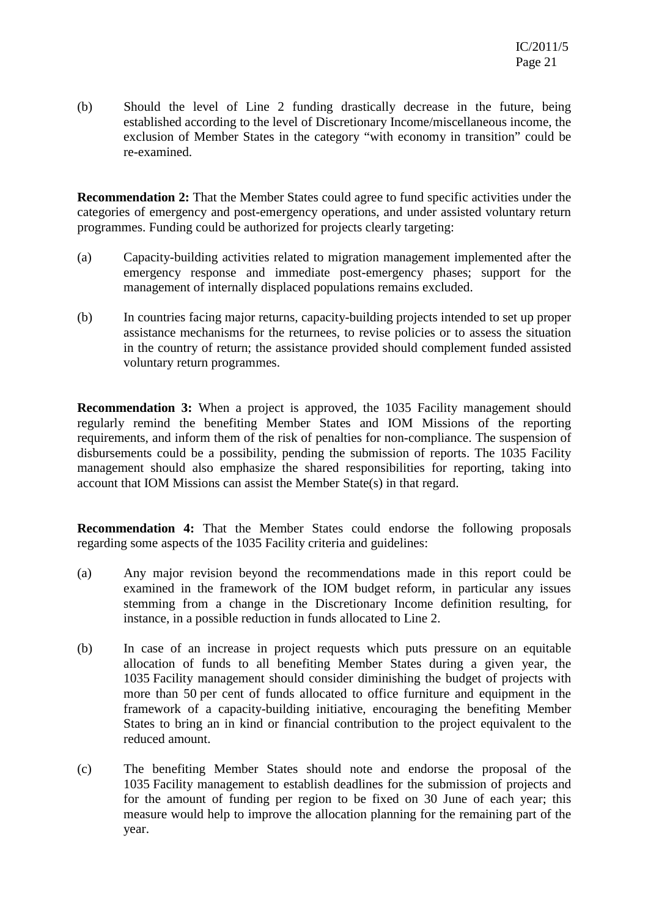(b) Should the level of Line 2 funding drastically decrease in the future, being established according to the level of Discretionary Income/miscellaneous income, the exclusion of Member States in the category "with economy in transition" could be re-examined.

**Recommendation 2:** That the Member States could agree to fund specific activities under the categories of emergency and post-emergency operations, and under assisted voluntary return programmes. Funding could be authorized for projects clearly targeting:

(a) Capacity-building activities related to migration management implemented after the emergency response and immediate post-emergency phases; support for the management of internally displaced populations remains excluded.

(b) In countries facing major returns, capacity-building projects intended to set up proper assistance mechanisms for the returnees, to revise policies or to assess the situation in the country of return; the assistance provided should complement funded assisted voluntary return programmes.

**Recommendation 3:** When a project is approved, the 1035 Facility management should regularly remind the benefiting Member States and IOM Missions of the reporting requirements, and inform them of the risk of penalties for non-compliance. The suspension of disbursements could be a possibility, pending the submission of reports. The 1035 Facility management should also emphasize the shared responsibilities for reporting, taking into account that IOM Missions can assist the Member State(s) in that regard.

**Recommendation 4:** That the Member States could endorse the following proposals regarding some aspects of the 1035 Facility criteria and guidelines:

(a) Any major revision beyond the recommendations made in this report could be examined in the framework of the IOM budget reform, in particular any issues stemming from a change in the Discretionary Income definition resulting, for instance, in a possible reduction in funds allocated to Line 2.

(b) In case of an increase in project requests which puts pressure on an equitable allocation of funds to all benefiting Member States during a given year, the 1035 Facility management should consider diminishing the budget of projects with more than 50 per cent of funds allocated to office furniture and equipment in the framework of a capacity-building initiative, encouraging the benefiting Member States to bring an in kind or financial contribution to the project equivalent to the reduced amount.

(c) The benefiting Member States should note and endorse the proposal of the 1035 Facility management to establish deadlines for the submission of projects and for the amount of funding per region to be fixed on 30 June of each year; this measure would help to improve the allocation planning for the remaining part of the year.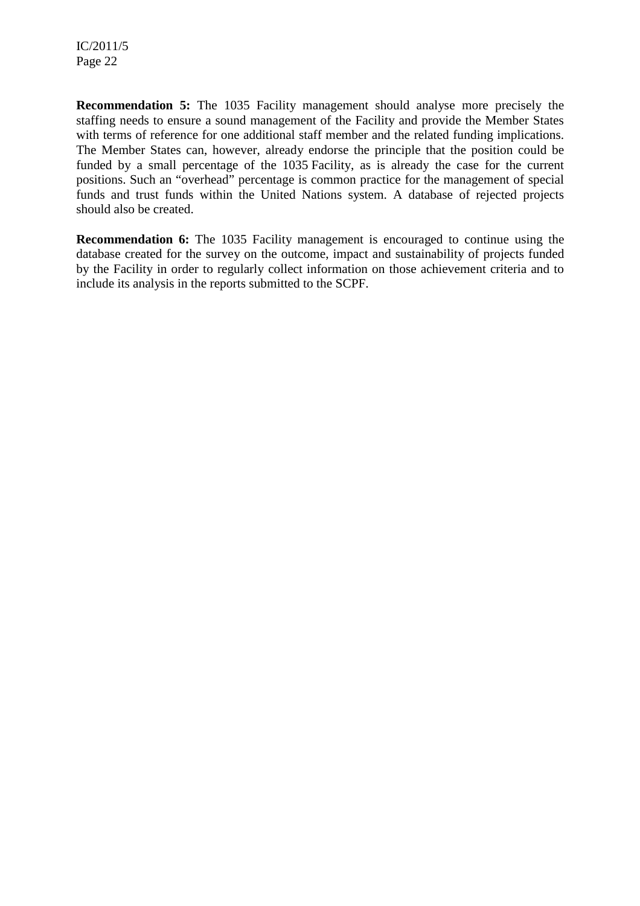**Recommendation 5:** The 1035 Facility management should analyse more precisely the staffing needs to ensure a sound management of the Facility and provide the Member States with terms of reference for one additional staff member and the related funding implications. The Member States can, however, already endorse the principle that the position could be funded by a small percentage of the 1035 Facility, as is already the case for the current positions. Such an "overhead" percentage is common practice for the management of special funds and trust funds within the United Nations system. A database of rejected projects should also be created.

**Recommendation 6:** The 1035 Facility management is encouraged to continue using the database created for the survey on the outcome, impact and sustainability of projects funded by the Facility in order to regularly collect information on those achievement criteria and to include its analysis in the reports submitted to the SCPF.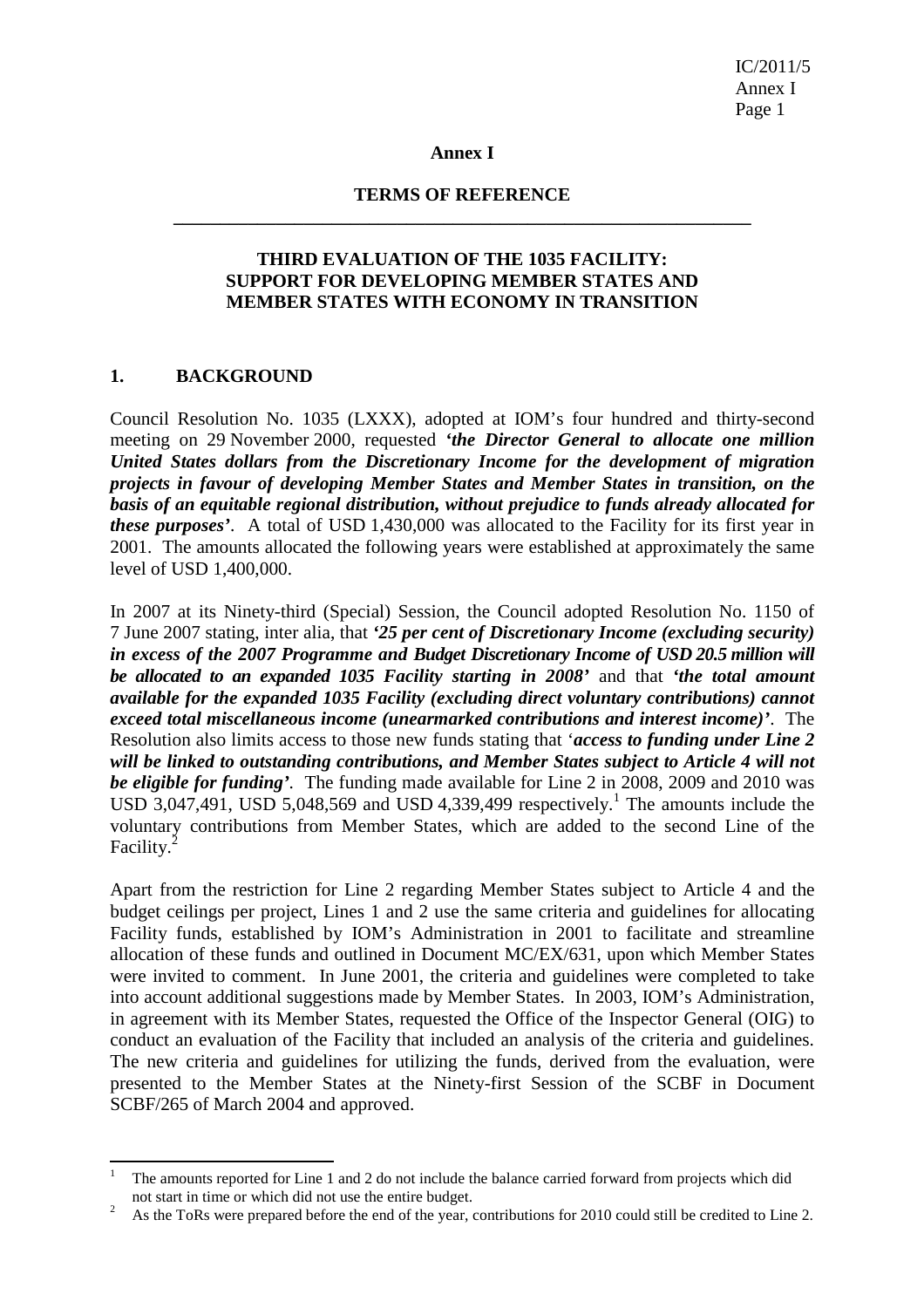# Annex I

## TERMS OF REFERENCE

---

## THIRD EVALUATION OF THE 1035 FACILITY: SUPPORT FOR DEVELOPING MEMBER STATES AND MEMBER STATES WITH ECONOMY IN TRANSITION

### 1. BACKGROUND

Council Resolution No. 1035 (LXXX), adopted at IOM's four hundred and thirty-second meeting on 29 November 2000, requested ***'the Director General to allocate one million United States dollars from the Discretionary Income for the development of migration projects in favour of developing Member States and Member States in transition, on the basis of an equitable regional distribution, without prejudice to funds already allocated for these purposes'***. A total of USD 1,430,000 was allocated to the Facility for its first year in 2001. The amounts allocated the following years were established at approximately the same level of USD 1,400,000.

In 2007 at its Ninety-third (Special) Session, the Council adopted Resolution No. 1150 of 7 June 2007 stating, inter alia, that ***'25 per cent of Discretionary Income (excluding security) in excess of the 2007 Programme and Budget Discretionary Income of USD 20.5 million will be allocated to an expanded 1035 Facility starting in 2008'*** and that ***'the total amount available for the expanded 1035 Facility (excluding direct voluntary contributions) cannot exceed total miscellaneous income (unearmarked contributions and interest income)'***. The Resolution also limits access to those new funds stating that '***access to funding under Line 2 will be linked to outstanding contributions, and Member States subject to Article 4 will not be eligible for funding'***. The funding made available for Line 2 in 2008, 2009 and 2010 was USD 3,047,491, USD 5,048,569 and USD 4,339,499 respectively.[1] The amounts include the voluntary contributions from Member States, which are added to the second Line of the Facility.[2]

Apart from the restriction for Line 2 regarding Member States subject to Article 4 and the budget ceilings per project, Lines 1 and 2 use the same criteria and guidelines for allocating Facility funds, established by IOM's Administration in 2001 to facilitate and streamline allocation of these funds and outlined in Document MC/EX/631, upon which Member States were invited to comment. In June 2001, the criteria and guidelines were completed to take into account additional suggestions made by Member States. In 2003, IOM's Administration, in agreement with its Member States, requested the Office of the Inspector General (OIG) to conduct an evaluation of the Facility that included an analysis of the criteria and guidelines. The new criteria and guidelines for utilizing the funds, derived from the evaluation, were presented to the Member States at the Ninety-first Session of the SCBF in Document SCBF/265 of March 2004 and approved.

---

[1] The amounts reported for Line 1 and 2 do not include the balance carried forward from projects which did not start in time or which did not use the entire budget.

[2] As the ToRs were prepared before the end of the year, contributions for 2010 could still be credited to Line 2.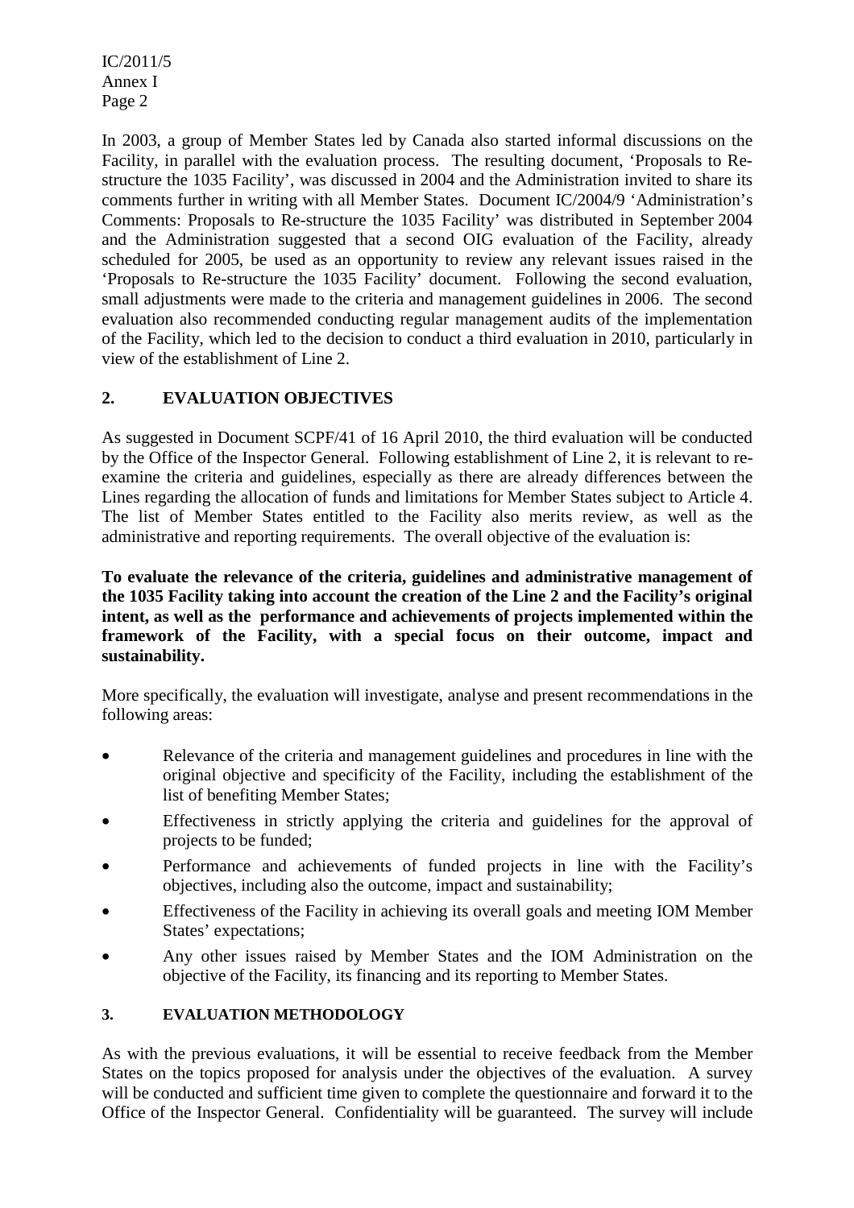In 2003, a group of Member States led by Canada also started informal discussions on the Facility, in parallel with the evaluation process. The resulting document, 'Proposals to Re-structure the 1035 Facility', was discussed in 2004 and the Administration invited to share its comments further in writing with all Member States. Document IC/2004/9 'Administration's Comments: Proposals to Re-structure the 1035 Facility' was distributed in September 2004 and the Administration suggested that a second OIG evaluation of the Facility, already scheduled for 2005, be used as an opportunity to review any relevant issues raised in the 'Proposals to Re-structure the 1035 Facility' document. Following the second evaluation, small adjustments were made to the criteria and management guidelines in 2006. The second evaluation also recommended conducting regular management audits of the implementation of the Facility, which led to the decision to conduct a third evaluation in 2010, particularly in view of the establishment of Line 2.

## 2. EVALUATION OBJECTIVES

As suggested in Document SCPF/41 of 16 April 2010, the third evaluation will be conducted by the Office of the Inspector General. Following establishment of Line 2, it is relevant to re-examine the criteria and guidelines, especially as there are already differences between the Lines regarding the allocation of funds and limitations for Member States subject to Article 4. The list of Member States entitled to the Facility also merits review, as well as the administrative and reporting requirements. The overall objective of the evaluation is:

**To evaluate the relevance of the criteria, guidelines and administrative management of the 1035 Facility taking into account the creation of the Line 2 and the Facility's original intent, as well as the performance and achievements of projects implemented within the framework of the Facility, with a special focus on their outcome, impact and sustainability.**

More specifically, the evaluation will investigate, analyse and present recommendations in the following areas:

- Relevance of the criteria and management guidelines and procedures in line with the original objective and specificity of the Facility, including the establishment of the list of benefiting Member States;
- Effectiveness in strictly applying the criteria and guidelines for the approval of projects to be funded;
- Performance and achievements of funded projects in line with the Facility's objectives, including also the outcome, impact and sustainability;
- Effectiveness of the Facility in achieving its overall goals and meeting IOM Member States' expectations;
- Any other issues raised by Member States and the IOM Administration on the objective of the Facility, its financing and its reporting to Member States.

## 3. EVALUATION METHODOLOGY

As with the previous evaluations, it will be essential to receive feedback from the Member States on the topics proposed for analysis under the objectives of the evaluation. A survey will be conducted and sufficient time given to complete the questionnaire and forward it to the Office of the Inspector General. Confidentiality will be guaranteed. The survey will include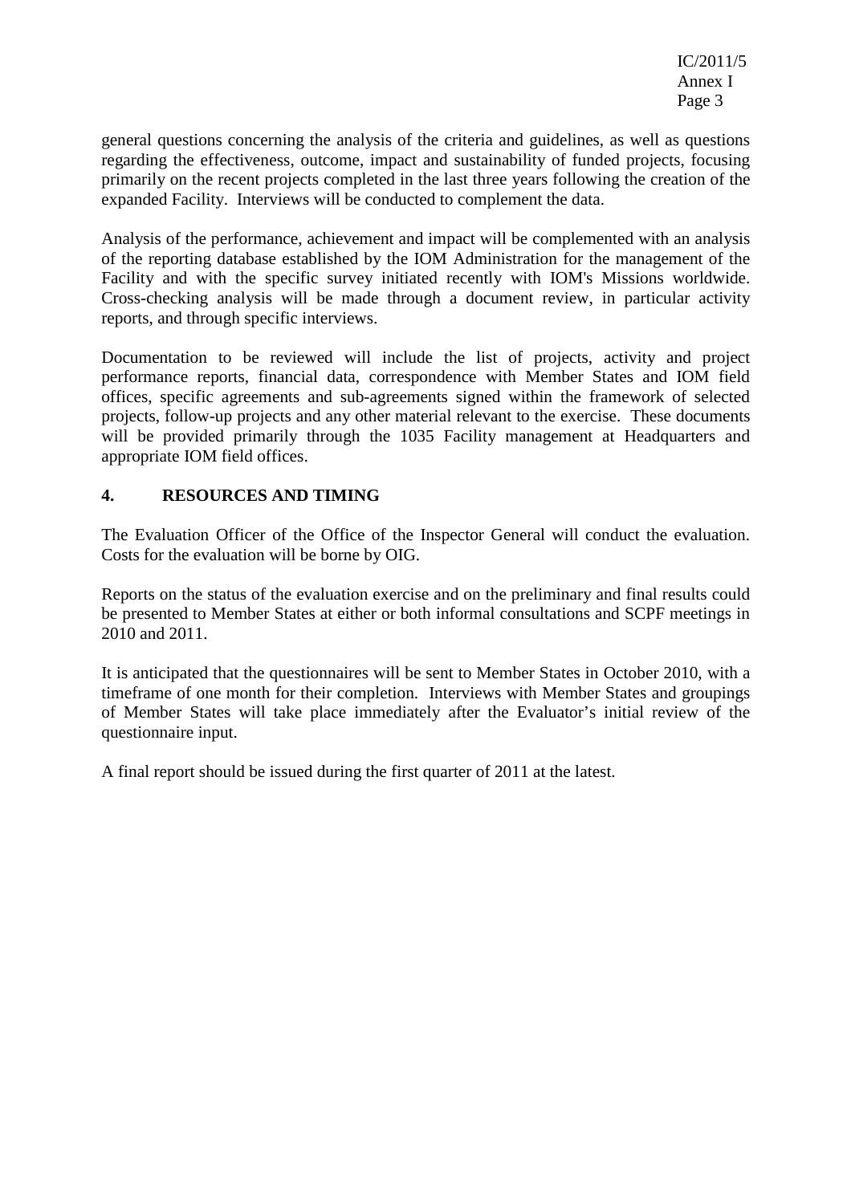general questions concerning the analysis of the criteria and guidelines, as well as questions regarding the effectiveness, outcome, impact and sustainability of funded projects, focusing primarily on the recent projects completed in the last three years following the creation of the expanded Facility. Interviews will be conducted to complement the data.

Analysis of the performance, achievement and impact will be complemented with an analysis of the reporting database established by the IOM Administration for the management of the Facility and with the specific survey initiated recently with IOM's Missions worldwide. Cross-checking analysis will be made through a document review, in particular activity reports, and through specific interviews.

Documentation to be reviewed will include the list of projects, activity and project performance reports, financial data, correspondence with Member States and IOM field offices, specific agreements and sub-agreements signed within the framework of selected projects, follow-up projects and any other material relevant to the exercise. These documents will be provided primarily through the 1035 Facility management at Headquarters and appropriate IOM field offices.

## 4. RESOURCES AND TIMING

The Evaluation Officer of the Office of the Inspector General will conduct the evaluation. Costs for the evaluation will be borne by OIG.

Reports on the status of the evaluation exercise and on the preliminary and final results could be presented to Member States at either or both informal consultations and SCPF meetings in 2010 and 2011.

It is anticipated that the questionnaires will be sent to Member States in October 2010, with a timeframe of one month for their completion. Interviews with Member States and groupings of Member States will take place immediately after the Evaluator's initial review of the questionnaire input.

A final report should be issued during the first quarter of 2011 at the latest.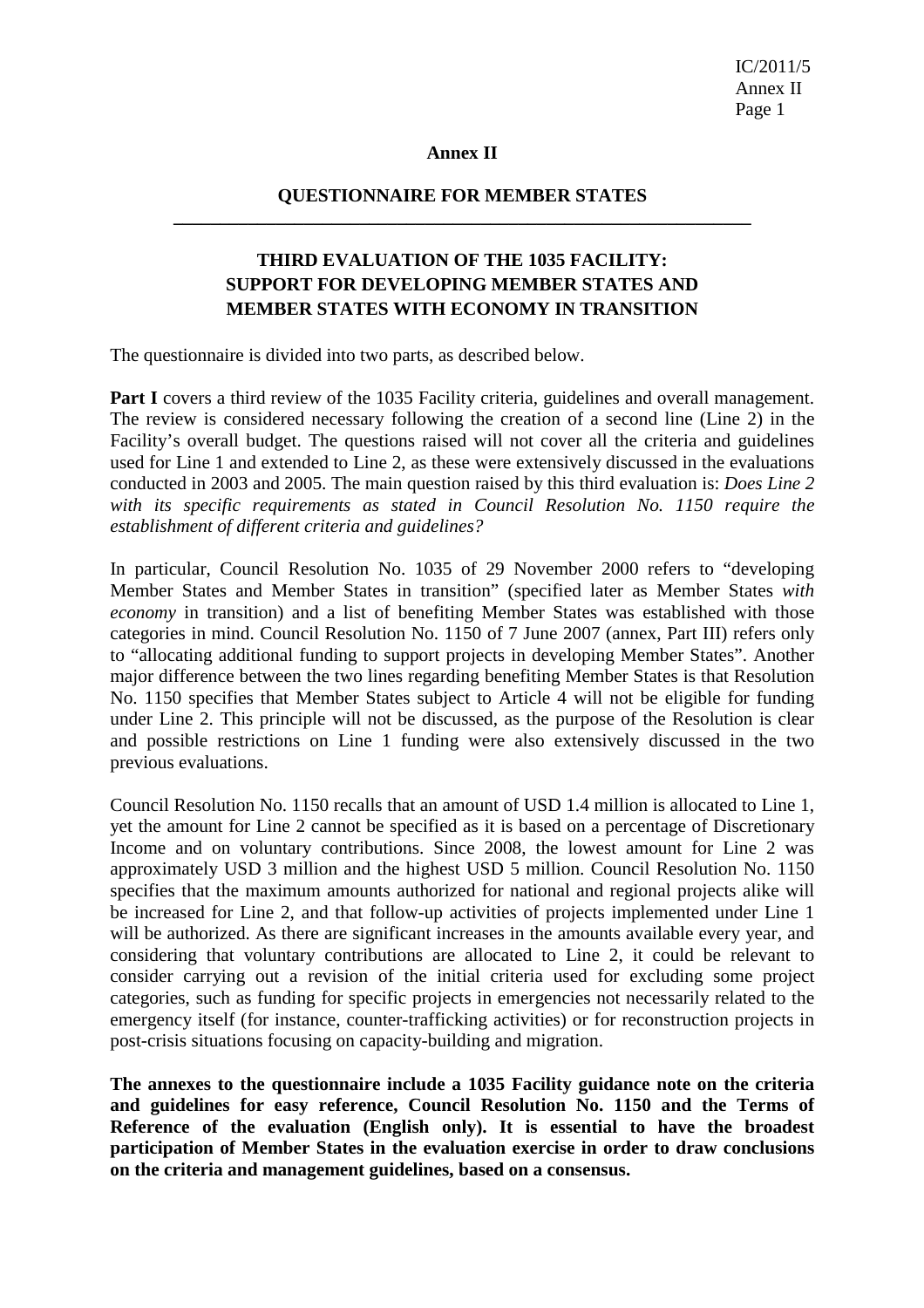## Annex II

### QUESTIONNAIRE FOR MEMBER STATES

---

### THIRD EVALUATION OF THE 1035 FACILITY: SUPPORT FOR DEVELOPING MEMBER STATES AND MEMBER STATES WITH ECONOMY IN TRANSITION

The questionnaire is divided into two parts, as described below.

**Part I** covers a third review of the 1035 Facility criteria, guidelines and overall management. The review is considered necessary following the creation of a second line (Line 2) in the Facility's overall budget. The questions raised will not cover all the criteria and guidelines used for Line 1 and extended to Line 2, as these were extensively discussed in the evaluations conducted in 2003 and 2005. The main question raised by this third evaluation is: *Does Line 2 with its specific requirements as stated in Council Resolution No. 1150 require the establishment of different criteria and guidelines?*

In particular, Council Resolution No. 1035 of 29 November 2000 refers to "developing Member States and Member States in transition" (specified later as Member States *with economy* in transition) and a list of benefiting Member States was established with those categories in mind. Council Resolution No. 1150 of 7 June 2007 (annex, Part III) refers only to "allocating additional funding to support projects in developing Member States". Another major difference between the two lines regarding benefiting Member States is that Resolution No. 1150 specifies that Member States subject to Article 4 will not be eligible for funding under Line 2. This principle will not be discussed, as the purpose of the Resolution is clear and possible restrictions on Line 1 funding were also extensively discussed in the two previous evaluations.

Council Resolution No. 1150 recalls that an amount of USD 1.4 million is allocated to Line 1, yet the amount for Line 2 cannot be specified as it is based on a percentage of Discretionary Income and on voluntary contributions. Since 2008, the lowest amount for Line 2 was approximately USD 3 million and the highest USD 5 million. Council Resolution No. 1150 specifies that the maximum amounts authorized for national and regional projects alike will be increased for Line 2, and that follow-up activities of projects implemented under Line 1 will be authorized. As there are significant increases in the amounts available every year, and considering that voluntary contributions are allocated to Line 2, it could be relevant to consider carrying out a revision of the initial criteria used for excluding some project categories, such as funding for specific projects in emergencies not necessarily related to the emergency itself (for instance, counter-trafficking activities) or for reconstruction projects in post-crisis situations focusing on capacity-building and migration.

**The annexes to the questionnaire include a 1035 Facility guidance note on the criteria and guidelines for easy reference, Council Resolution No. 1150 and the Terms of Reference of the evaluation (English only). It is essential to have the broadest participation of Member States in the evaluation exercise in order to draw conclusions on the criteria and management guidelines, based on a consensus.**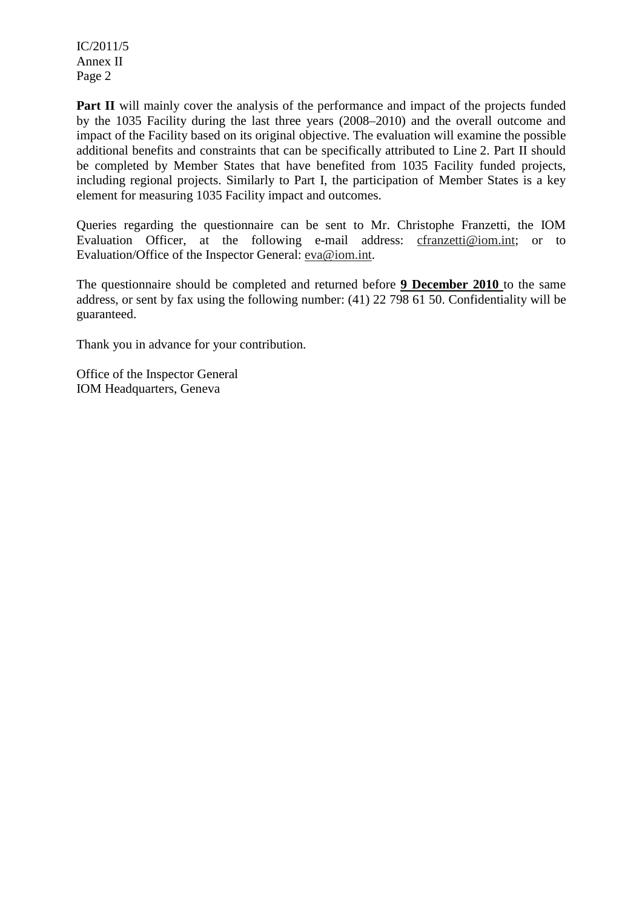**Part II** will mainly cover the analysis of the performance and impact of the projects funded by the 1035 Facility during the last three years (2008–2010) and the overall outcome and impact of the Facility based on its original objective. The evaluation will examine the possible additional benefits and constraints that can be specifically attributed to Line 2. Part II should be completed by Member States that have benefited from 1035 Facility funded projects, including regional projects. Similarly to Part I, the participation of Member States is a key element for measuring 1035 Facility impact and outcomes.

Queries regarding the questionnaire can be sent to Mr. Christophe Franzetti, the IOM Evaluation Officer, at the following e-mail address: cfranzetti@iom.int; or to Evaluation/Office of the Inspector General: eva@iom.int.

The questionnaire should be completed and returned before **9 December 2010** to the same address, or sent by fax using the following number: (41) 22 798 61 50. Confidentiality will be guaranteed.

Thank you in advance for your contribution.

Office of the Inspector General
IOM Headquarters, Geneva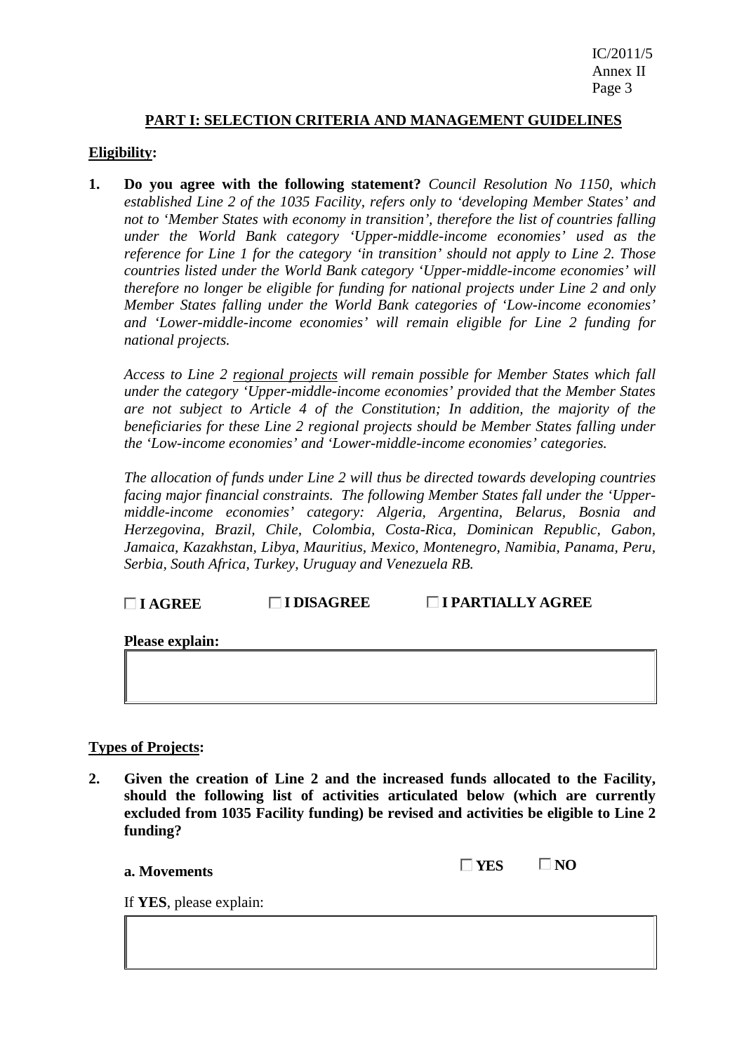## PART I: SELECTION CRITERIA AND MANAGEMENT GUIDELINES

**Eligibility:**

**1. Do you agree with the following statement?** *Council Resolution No 1150, which established Line 2 of the 1035 Facility, refers only to 'developing Member States' and not to 'Member States with economy in transition', therefore the list of countries falling under the World Bank category 'Upper-middle-income economies' used as the reference for Line 1 for the category 'in transition' should not apply to Line 2. Those countries listed under the World Bank category 'Upper-middle-income economies' will therefore no longer be eligible for funding for national projects under Line 2 and only Member States falling under the World Bank categories of 'Low-income economies' and 'Lower-middle-income economies' will remain eligible for Line 2 funding for national projects.*

*Access to Line 2 regional projects will remain possible for Member States which fall under the category 'Upper-middle-income economies' provided that the Member States are not subject to Article 4 of the Constitution; In addition, the majority of the beneficiaries for these Line 2 regional projects should be Member States falling under the 'Low-income economies' and 'Lower-middle-income economies' categories.*

*The allocation of funds under Line 2 will thus be directed towards developing countries facing major financial constraints. The following Member States fall under the 'Upper-middle-income economies' category: Algeria, Argentina, Belarus, Bosnia and Herzegovina, Brazil, Chile, Colombia, Costa-Rica, Dominican Republic, Gabon, Jamaica, Kazakhstan, Libya, Mauritius, Mexico, Montenegro, Namibia, Panama, Peru, Serbia, South Africa, Turkey, Uruguay and Venezuela RB.*

☐ **I AGREE** ☐ **I DISAGREE** ☐ **I PARTIALLY AGREE**

**Please explain:**

| |
|---|
| |

**Types of Projects:**

**2. Given the creation of Line 2 and the increased funds allocated to the Facility, should the following list of activities articulated below (which are currently excluded from 1035 Facility funding) be revised and activities be eligible to Line 2 funding?**

**a. Movements** ☐ **YES** ☐ **NO**

If **YES**, please explain:

| |
|---|
| |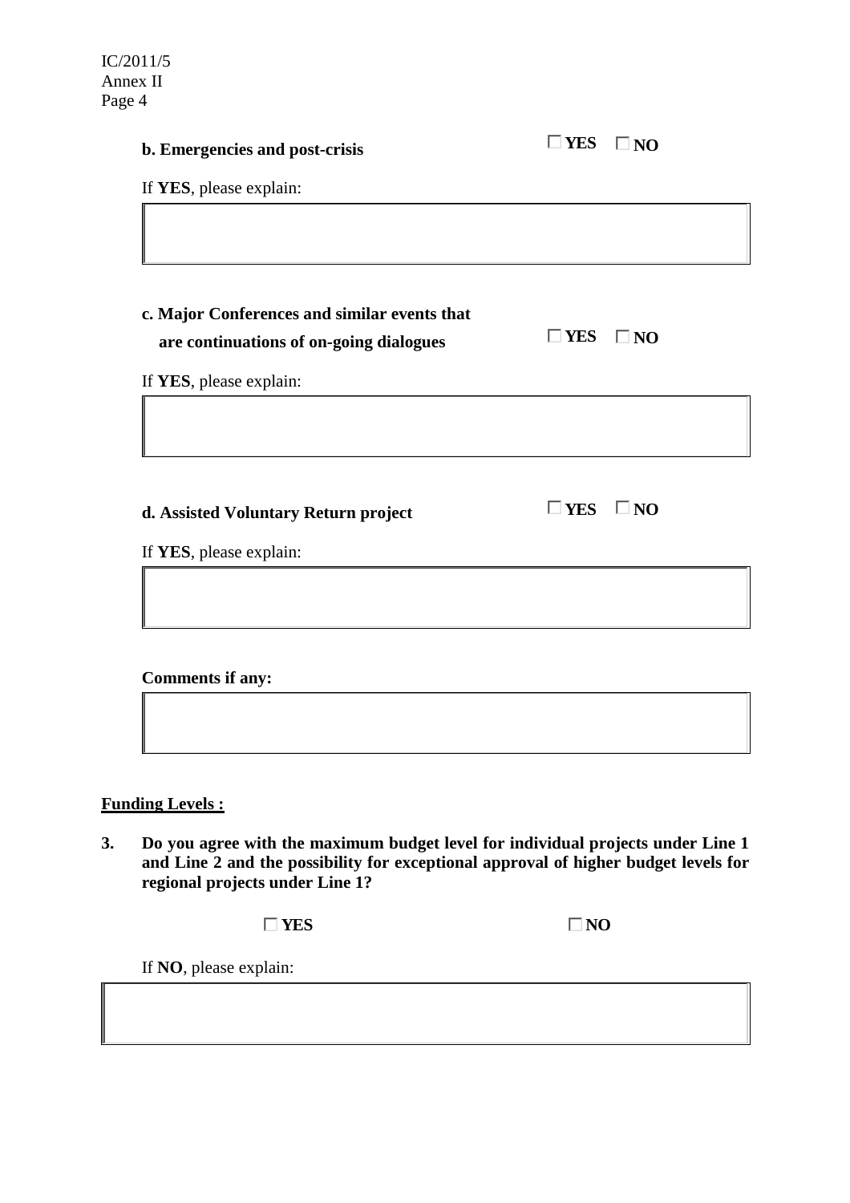**b. Emergencies and post-crisis** ☐ **YES** ☐ **NO**

If **YES**, please explain:

| |
|---|
| |

**c. Major Conferences and similar events that are continuations of on-going dialogues** ☐ **YES** ☐ **NO**

If **YES**, please explain:

| |
|---|
| |

**d. Assisted Voluntary Return project** ☐ **YES** ☐ **NO**

If **YES**, please explain:

| |
|---|
| |

**Comments if any:**

| |
|---|
| |

**<u>Funding Levels :</u>**

**3. Do you agree with the maximum budget level for individual projects under Line 1 and Line 2 and the possibility for exceptional approval of higher budget levels for regional projects under Line 1?**

☐ **YES** ☐ **NO**

If **NO**, please explain:

| |
|---|
| |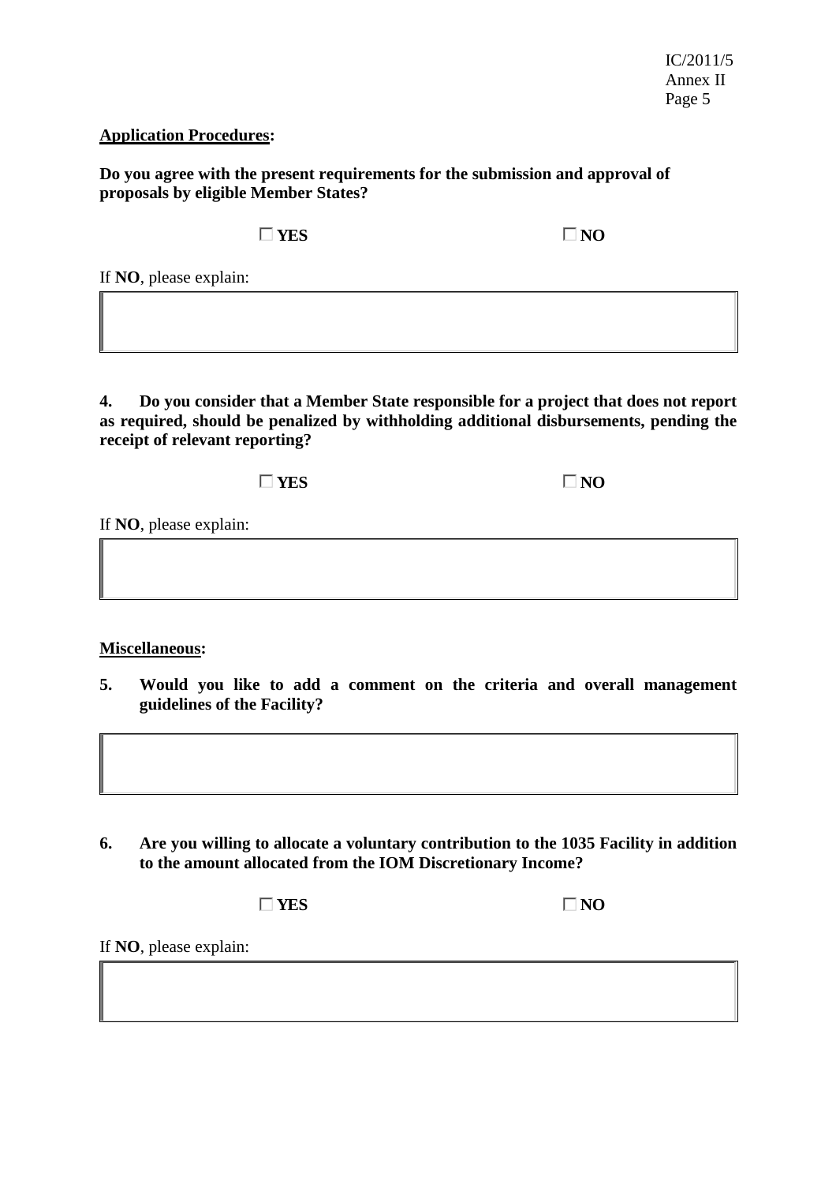**<u>Application Procedures</u>:**

**Do you agree with the present requirements for the submission and approval of proposals by eligible Member States?**

☐ **YES** ☐ **NO**

If **NO**, please explain:

**4. Do you consider that a Member State responsible for a project that does not report as required, should be penalized by withholding additional disbursements, pending the receipt of relevant reporting?**

☐ **YES** ☐ **NO**

If **NO**, please explain:

**<u>Miscellaneous</u>:**

**5. Would you like to add a comment on the criteria and overall management guidelines of the Facility?**

**6. Are you willing to allocate a voluntary contribution to the 1035 Facility in addition to the amount allocated from the IOM Discretionary Income?**

☐ **YES** ☐ **NO**

If **NO**, please explain: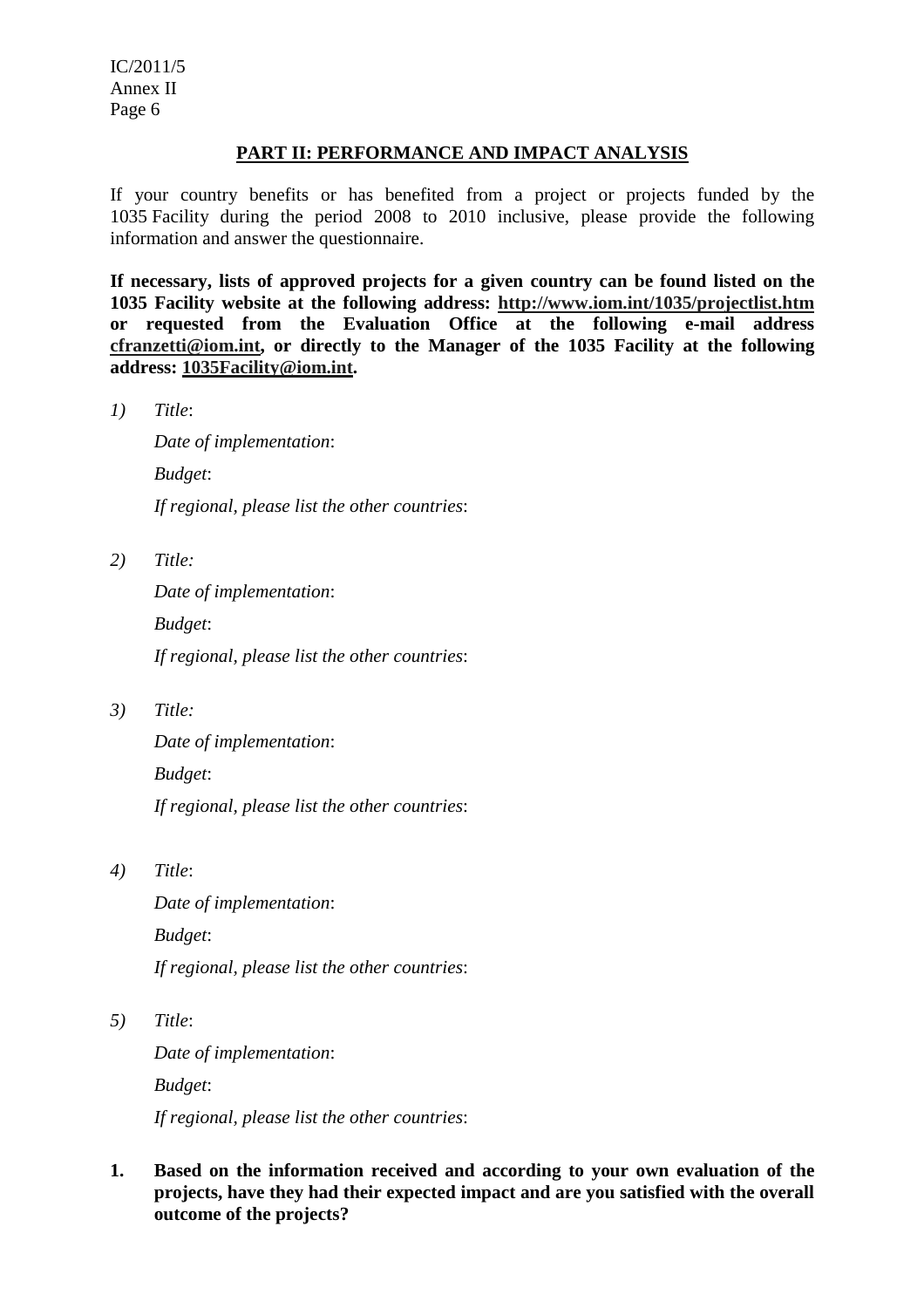## PART II: PERFORMANCE AND IMPACT ANALYSIS

If your country benefits or has benefited from a project or projects funded by the 1035 Facility during the period 2008 to 2010 inclusive, please provide the following information and answer the questionnaire.

**If necessary, lists of approved projects for a given country can be found listed on the 1035 Facility website at the following address: http://www.iom.int/1035/projectlist.htm or requested from the Evaluation Office at the following e-mail address cfranzetti@iom.int, or directly to the Manager of the 1035 Facility at the following address: 1035Facility@iom.int.**

*1)* *Title*:

*Date of implementation*:

*Budget*:

*If regional, please list the other countries*:

*2)* *Title:*

*Date of implementation*:

*Budget*:

*If regional, please list the other countries*:

*3)* *Title:*

*Date of implementation*:

*Budget*:

*If regional, please list the other countries*:

*4)* *Title*:

*Date of implementation*:

*Budget*:

*If regional, please list the other countries*:

*5)* *Title*:

*Date of implementation*:

*Budget*:

*If regional, please list the other countries*:

**1. Based on the information received and according to your own evaluation of the projects, have they had their expected impact and are you satisfied with the overall outcome of the projects?**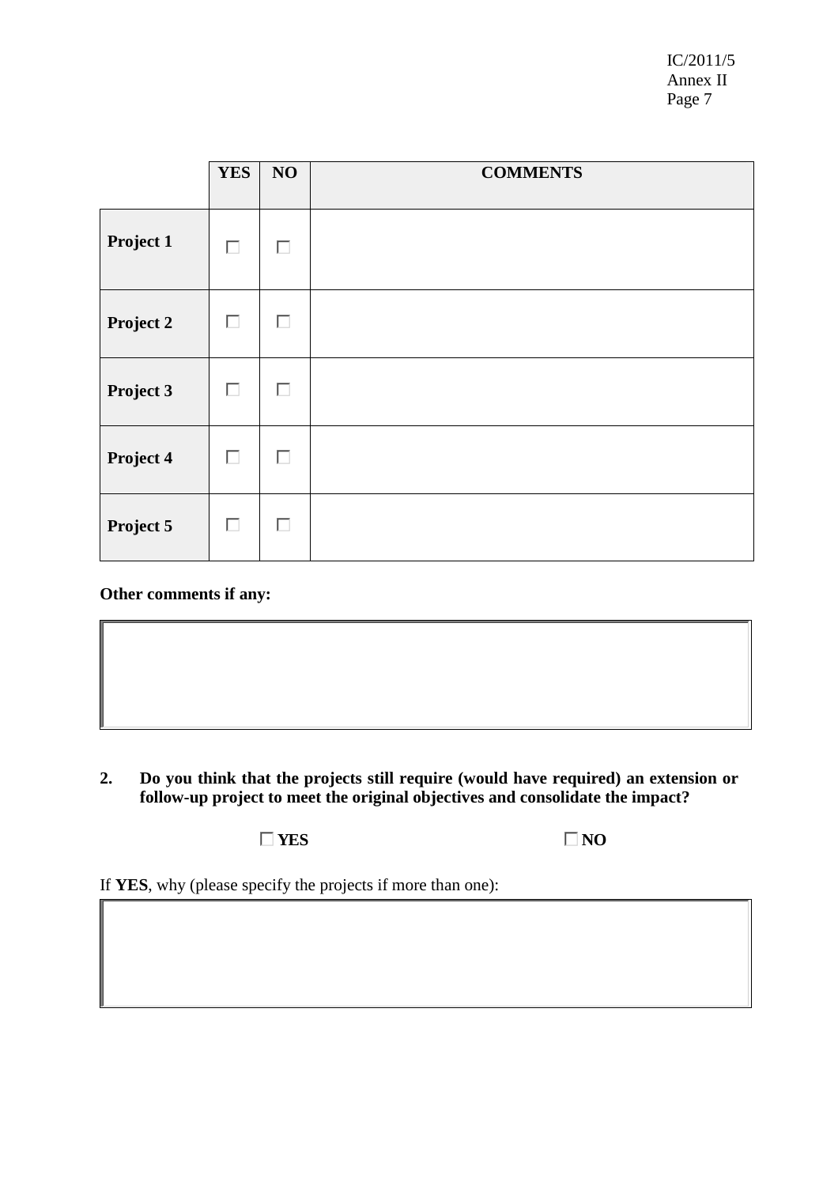| | YES | NO | COMMENTS |
|---|---|---|---|
| **Project 1** | ☐ | ☐ | |
| **Project 2** | ☐ | ☐ | |
| **Project 3** | ☐ | ☐ | |
| **Project 4** | ☐ | ☐ | |
| **Project 5** | ☐ | ☐ | |

**Other comments if any:**

| |
|---|
| |

**2. Do you think that the projects still require (would have required) an extension or follow-up project to meet the original objectives and consolidate the impact?**

☐ **YES** ☐ **NO**

If **YES**, why (please specify the projects if more than one):

| |
|---|
| |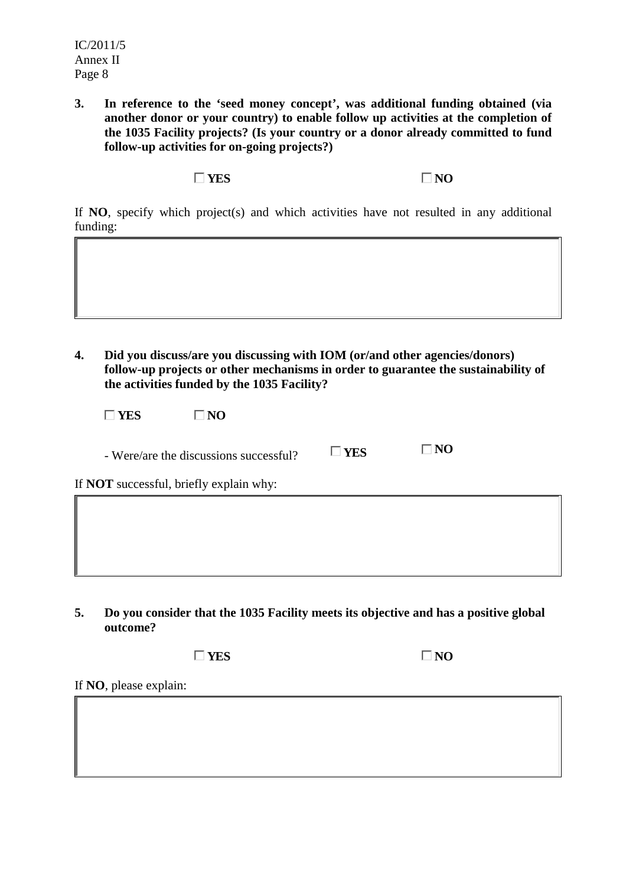**3. In reference to the 'seed money concept', was additional funding obtained (via another donor or your country) to enable follow up activities at the completion of the 1035 Facility projects? (Is your country or a donor already committed to fund follow-up activities for on-going projects?)**

☐ **YES** ☐ **NO**

If **NO**, specify which project(s) and which activities have not resulted in any additional funding:

| |
|---|
| |

**4. Did you discuss/are you discussing with IOM (or/and other agencies/donors) follow-up projects or other mechanisms in order to guarantee the sustainability of the activities funded by the 1035 Facility?**

☐ **YES** ☐ **NO**

- Were/are the discussions successful? ☐ **YES** ☐ **NO**

If **NOT** successful, briefly explain why:

| |
|---|
| |

**5. Do you consider that the 1035 Facility meets its objective and has a positive global outcome?**

☐ **YES** ☐ **NO**

If **NO**, please explain:

| |
|---|
| |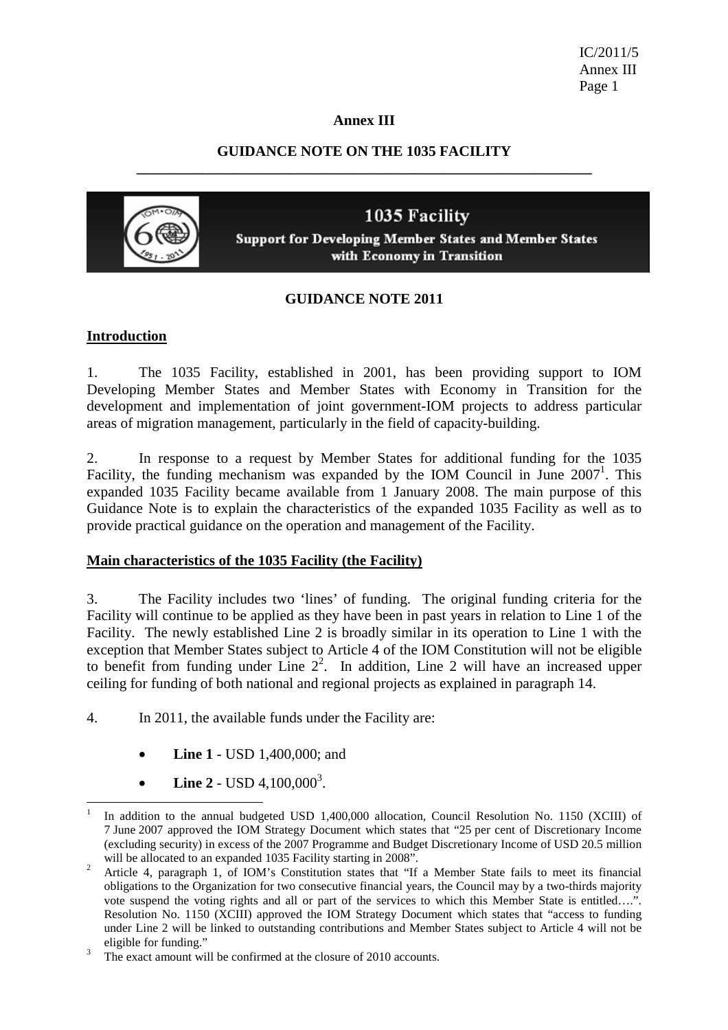# Annex III

## GUIDANCE NOTE ON THE 1035 FACILITY

**1035 Facility**

**Support for Developing Member States and Member States with Economy in Transition**

### GUIDANCE NOTE 2011

**Introduction**

1. The 1035 Facility, established in 2001, has been providing support to IOM Developing Member States and Member States with Economy in Transition for the development and implementation of joint government-IOM projects to address particular areas of migration management, particularly in the field of capacity-building.

2. In response to a request by Member States for additional funding for the 1035 Facility, the funding mechanism was expanded by the IOM Council in June 2007[1]. This expanded 1035 Facility became available from 1 January 2008. The main purpose of this Guidance Note is to explain the characteristics of the expanded 1035 Facility as well as to provide practical guidance on the operation and management of the Facility.

**Main characteristics of the 1035 Facility (the Facility)**

3. The Facility includes two 'lines' of funding. The original funding criteria for the Facility will continue to be applied as they have been in past years in relation to Line 1 of the Facility. The newly established Line 2 is broadly similar in its operation to Line 1 with the exception that Member States subject to Article 4 of the IOM Constitution will not be eligible to benefit from funding under Line 2[2]. In addition, Line 2 will have an increased upper ceiling for funding of both national and regional projects as explained in paragraph 14.

4. In 2011, the available funds under the Facility are:

- **Line 1** - USD 1,400,000; and
- **Line 2** - USD 4,100,000[3].

---

[1] In addition to the annual budgeted USD 1,400,000 allocation, Council Resolution No. 1150 (XCIII) of 7 June 2007 approved the IOM Strategy Document which states that "25 per cent of Discretionary Income (excluding security) in excess of the 2007 Programme and Budget Discretionary Income of USD 20.5 million will be allocated to an expanded 1035 Facility starting in 2008".

[2] Article 4, paragraph 1, of IOM's Constitution states that "If a Member State fails to meet its financial obligations to the Organization for two consecutive financial years, the Council may by a two-thirds majority vote suspend the voting rights and all or part of the services to which this Member State is entitled….". Resolution No. 1150 (XCIII) approved the IOM Strategy Document which states that "access to funding under Line 2 will be linked to outstanding contributions and Member States subject to Article 4 will not be eligible for funding."

[3] The exact amount will be confirmed at the closure of 2010 accounts.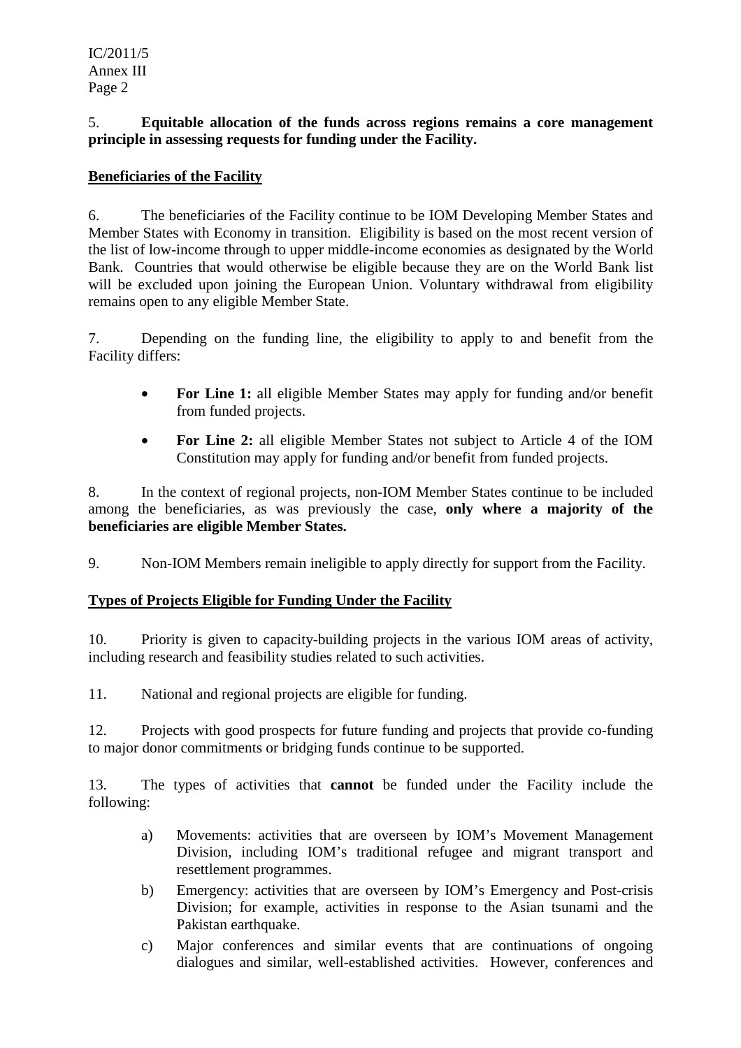5. **Equitable allocation of the funds across regions remains a core management principle in assessing requests for funding under the Facility.**

## Beneficiaries of the Facility

6. The beneficiaries of the Facility continue to be IOM Developing Member States and Member States with Economy in transition. Eligibility is based on the most recent version of the list of low-income through to upper middle-income economies as designated by the World Bank. Countries that would otherwise be eligible because they are on the World Bank list will be excluded upon joining the European Union. Voluntary withdrawal from eligibility remains open to any eligible Member State.

7. Depending on the funding line, the eligibility to apply to and benefit from the Facility differs:

- **For Line 1:** all eligible Member States may apply for funding and/or benefit from funded projects.
- **For Line 2:** all eligible Member States not subject to Article 4 of the IOM Constitution may apply for funding and/or benefit from funded projects.

8. In the context of regional projects, non-IOM Member States continue to be included among the beneficiaries, as was previously the case, **only where a majority of the beneficiaries are eligible Member States.**

9. Non-IOM Members remain ineligible to apply directly for support from the Facility.

## Types of Projects Eligible for Funding Under the Facility

10. Priority is given to capacity-building projects in the various IOM areas of activity, including research and feasibility studies related to such activities.

11. National and regional projects are eligible for funding.

12. Projects with good prospects for future funding and projects that provide co-funding to major donor commitments or bridging funds continue to be supported.

13. The types of activities that **cannot** be funded under the Facility include the following:

a) Movements: activities that are overseen by IOM's Movement Management Division, including IOM's traditional refugee and migrant transport and resettlement programmes.

b) Emergency: activities that are overseen by IOM's Emergency and Post-crisis Division; for example, activities in response to the Asian tsunami and the Pakistan earthquake.

c) Major conferences and similar events that are continuations of ongoing dialogues and similar, well-established activities. However, conferences and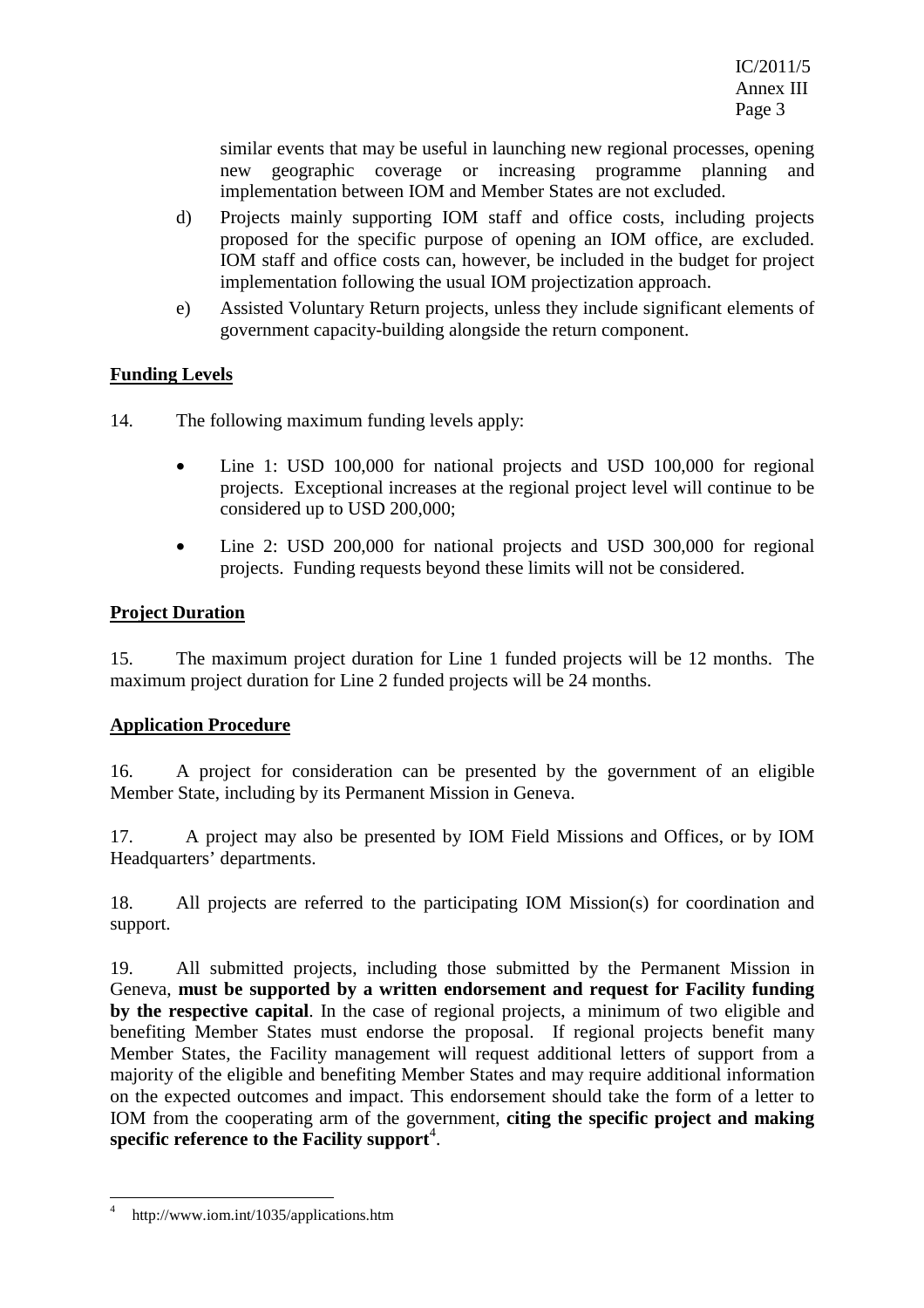similar events that may be useful in launching new regional processes, opening new geographic coverage or increasing programme planning and implementation between IOM and Member States are not excluded.

d) Projects mainly supporting IOM staff and office costs, including projects proposed for the specific purpose of opening an IOM office, are excluded. IOM staff and office costs can, however, be included in the budget for project implementation following the usual IOM projectization approach.

e) Assisted Voluntary Return projects, unless they include significant elements of government capacity-building alongside the return component.

**Funding Levels**

14. The following maximum funding levels apply:

- Line 1: USD 100,000 for national projects and USD 100,000 for regional projects. Exceptional increases at the regional project level will continue to be considered up to USD 200,000;
- Line 2: USD 200,000 for national projects and USD 300,000 for regional projects. Funding requests beyond these limits will not be considered.

**Project Duration**

15. The maximum project duration for Line 1 funded projects will be 12 months. The maximum project duration for Line 2 funded projects will be 24 months.

**Application Procedure**

16. A project for consideration can be presented by the government of an eligible Member State, including by its Permanent Mission in Geneva.

17. A project may also be presented by IOM Field Missions and Offices, or by IOM Headquarters' departments.

18. All projects are referred to the participating IOM Mission(s) for coordination and support.

19. All submitted projects, including those submitted by the Permanent Mission in Geneva, **must be supported by a written endorsement and request for Facility funding by the respective capital**. In the case of regional projects, a minimum of two eligible and benefiting Member States must endorse the proposal. If regional projects benefit many Member States, the Facility management will request additional letters of support from a majority of the eligible and benefiting Member States and may require additional information on the expected outcomes and impact. This endorsement should take the form of a letter to IOM from the cooperating arm of the government, **citing the specific project and making specific reference to the Facility support**[4].

[4] http://www.iom.int/1035/applications.htm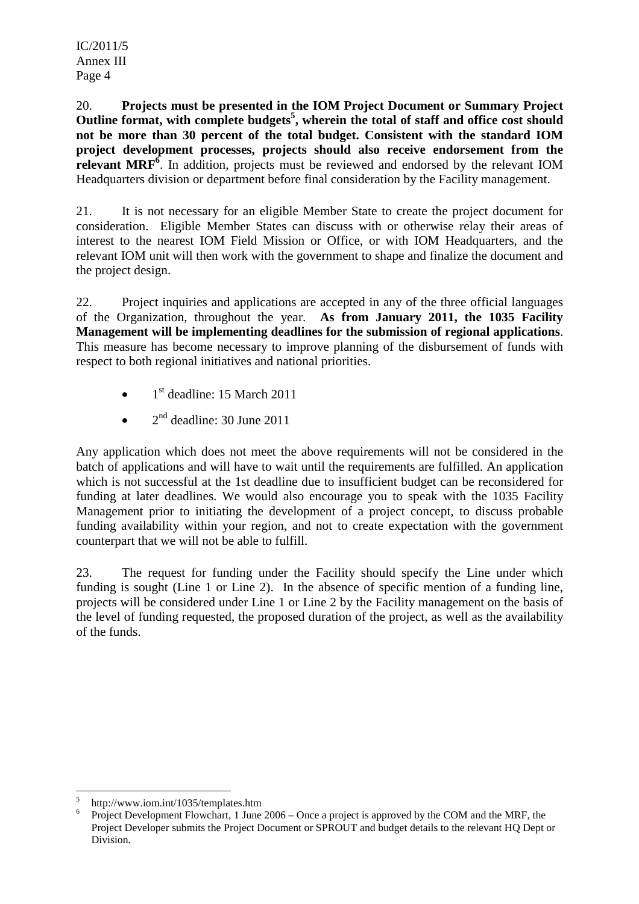20. **Projects must be presented in the IOM Project Document or Summary Project Outline format, with complete budgets[5], wherein the total of staff and office cost should not be more than 30 percent of the total budget. Consistent with the standard IOM project development processes, projects should also receive endorsement from the relevant MRF[6]**. In addition, projects must be reviewed and endorsed by the relevant IOM Headquarters division or department before final consideration by the Facility management.

21. It is not necessary for an eligible Member State to create the project document for consideration. Eligible Member States can discuss with or otherwise relay their areas of interest to the nearest IOM Field Mission or Office, or with IOM Headquarters, and the relevant IOM unit will then work with the government to shape and finalize the document and the project design.

22. Project inquiries and applications are accepted in any of the three official languages of the Organization, throughout the year. **As from January 2011, the 1035 Facility Management will be implementing deadlines for the submission of regional applications**. This measure has become necessary to improve planning of the disbursement of funds with respect to both regional initiatives and national priorities.

- 1st deadline: 15 March 2011
- 2nd deadline: 30 June 2011

Any application which does not meet the above requirements will not be considered in the batch of applications and will have to wait until the requirements are fulfilled. An application which is not successful at the 1st deadline due to insufficient budget can be reconsidered for funding at later deadlines. We would also encourage you to speak with the 1035 Facility Management prior to initiating the development of a project concept, to discuss probable funding availability within your region, and not to create expectation with the government counterpart that we will not be able to fulfill.

23. The request for funding under the Facility should specify the Line under which funding is sought (Line 1 or Line 2). In the absence of specific mention of a funding line, projects will be considered under Line 1 or Line 2 by the Facility management on the basis of the level of funding requested, the proposed duration of the project, as well as the availability of the funds.

---

[5] http://www.iom.int/1035/templates.htm

[6] Project Development Flowchart, 1 June 2006 – Once a project is approved by the COM and the MRF, the Project Developer submits the Project Document or SPROUT and budget details to the relevant HQ Dept or Division.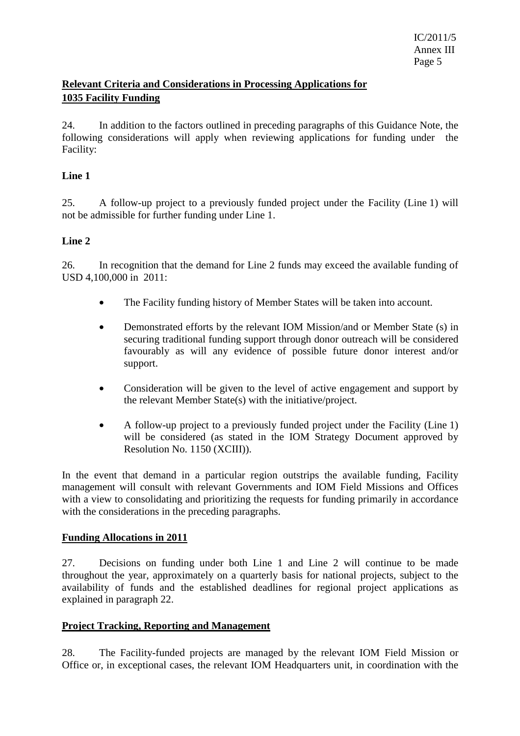**Relevant Criteria and Considerations in Processing Applications for 1035 Facility Funding**

24. In addition to the factors outlined in preceding paragraphs of this Guidance Note, the following considerations will apply when reviewing applications for funding under the Facility:

**Line 1**

25. A follow-up project to a previously funded project under the Facility (Line 1) will not be admissible for further funding under Line 1.

**Line 2**

26. In recognition that the demand for Line 2 funds may exceed the available funding of USD 4,100,000 in 2011:

- The Facility funding history of Member States will be taken into account.
- Demonstrated efforts by the relevant IOM Mission/and or Member State (s) in securing traditional funding support through donor outreach will be considered favourably as will any evidence of possible future donor interest and/or support.
- Consideration will be given to the level of active engagement and support by the relevant Member State(s) with the initiative/project.
- A follow-up project to a previously funded project under the Facility (Line 1) will be considered (as stated in the IOM Strategy Document approved by Resolution No. 1150 (XCIII)).

In the event that demand in a particular region outstrips the available funding, Facility management will consult with relevant Governments and IOM Field Missions and Offices with a view to consolidating and prioritizing the requests for funding primarily in accordance with the considerations in the preceding paragraphs.

**Funding Allocations in 2011**

27. Decisions on funding under both Line 1 and Line 2 will continue to be made throughout the year, approximately on a quarterly basis for national projects, subject to the availability of funds and the established deadlines for regional project applications as explained in paragraph 22.

**Project Tracking, Reporting and Management**

28. The Facility-funded projects are managed by the relevant IOM Field Mission or Office or, in exceptional cases, the relevant IOM Headquarters unit, in coordination with the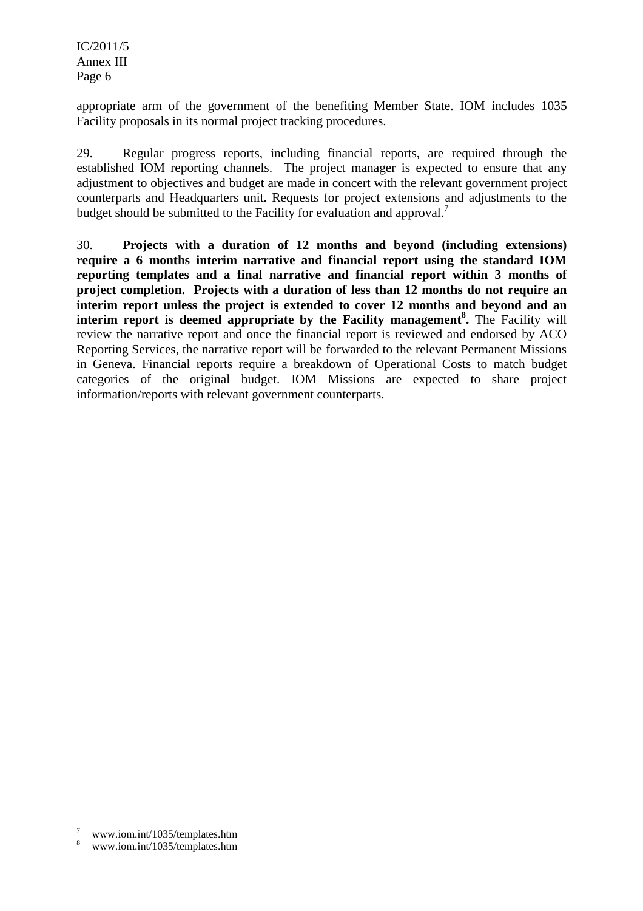appropriate arm of the government of the benefiting Member State. IOM includes 1035 Facility proposals in its normal project tracking procedures.

29. Regular progress reports, including financial reports, are required through the established IOM reporting channels. The project manager is expected to ensure that any adjustment to objectives and budget are made in concert with the relevant government project counterparts and Headquarters unit. Requests for project extensions and adjustments to the budget should be submitted to the Facility for evaluation and approval.[7]

30. **Projects with a duration of 12 months and beyond (including extensions) require a 6 months interim narrative and financial report using the standard IOM reporting templates and a final narrative and financial report within 3 months of project completion. Projects with a duration of less than 12 months do not require an interim report unless the project is extended to cover 12 months and beyond and an interim report is deemed appropriate by the Facility management[8].** The Facility will review the narrative report and once the financial report is reviewed and endorsed by ACO Reporting Services, the narrative report will be forwarded to the relevant Permanent Missions in Geneva. Financial reports require a breakdown of Operational Costs to match budget categories of the original budget. IOM Missions are expected to share project information/reports with relevant government counterparts.

---

[7] www.iom.int/1035/templates.htm

[8] www.iom.int/1035/templates.htm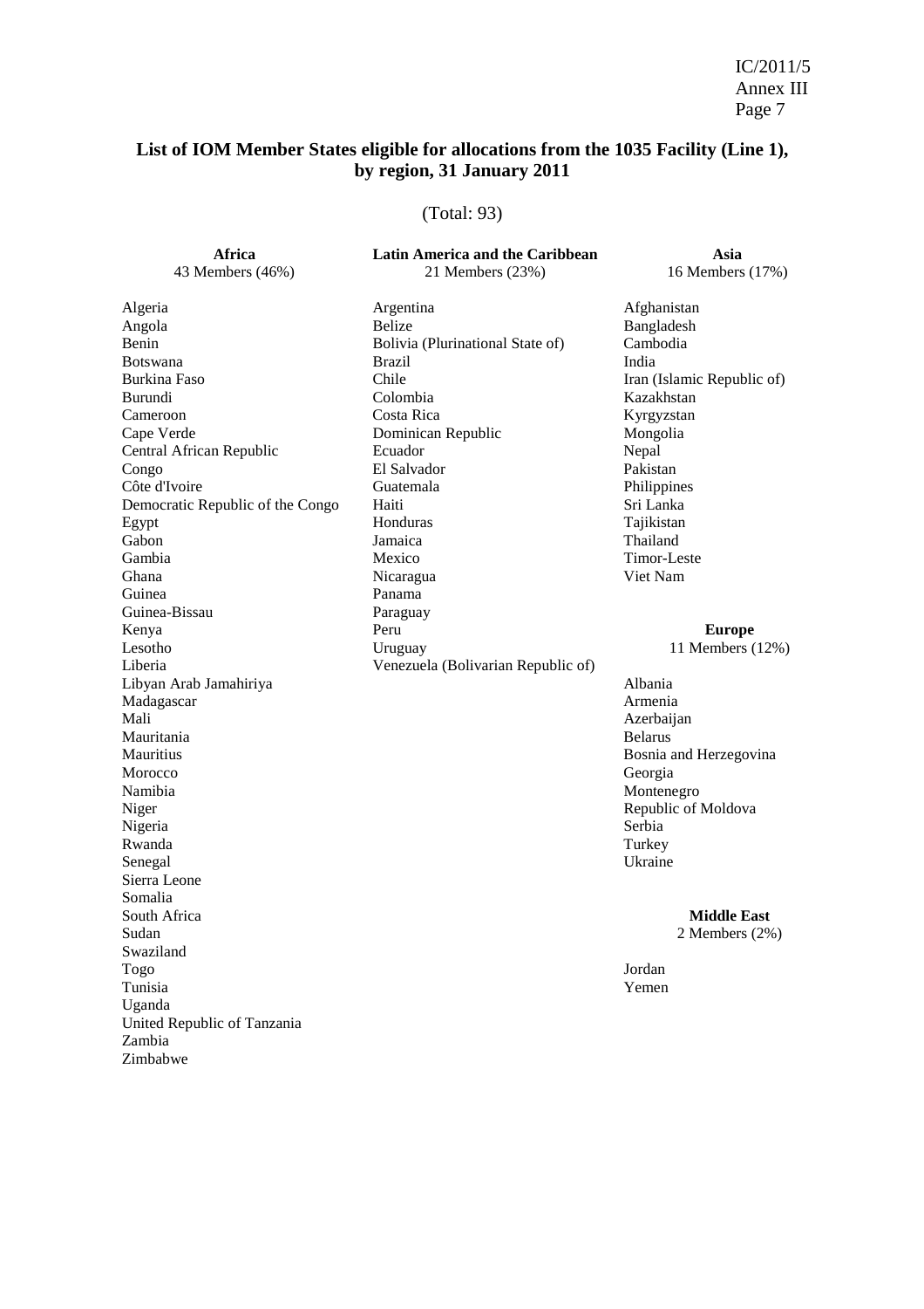## List of IOM Member States eligible for allocations from the 1035 Facility (Line 1), by region, 31 January 2011

(Total: 93)

**Africa**
43 Members (46%)

Algeria
Angola
Benin
Botswana
Burkina Faso
Burundi
Cameroon
Cape Verde
Central African Republic
Congo
Côte d'Ivoire
Democratic Republic of the Congo
Egypt
Gabon
Gambia
Ghana
Guinea
Guinea-Bissau
Kenya
Lesotho
Liberia
Libyan Arab Jamahiriya
Madagascar
Mali
Mauritania
Mauritius
Morocco
Namibia
Niger
Nigeria
Rwanda
Senegal
Sierra Leone
Somalia
South Africa
Sudan
Swaziland
Togo
Tunisia
Uganda
United Republic of Tanzania
Zambia
Zimbabwe

**Latin America and the Caribbean**
21 Members (23%)

Argentina
Belize
Bolivia (Plurinational State of)
Brazil
Chile
Colombia
Costa Rica
Dominican Republic
Ecuador
El Salvador
Guatemala
Haiti
Honduras
Jamaica
Mexico
Nicaragua
Panama
Paraguay
Peru
Uruguay
Venezuela (Bolivarian Republic of)

**Asia**
16 Members (17%)

Afghanistan
Bangladesh
Cambodia
India
Iran (Islamic Republic of)
Kazakhstan
Kyrgyzstan
Mongolia
Nepal
Pakistan
Philippines
Sri Lanka
Tajikistan
Thailand
Timor-Leste
Viet Nam

**Europe**
11 Members (12%)

Albania
Armenia
Azerbaijan
Belarus
Bosnia and Herzegovina
Georgia
Montenegro
Republic of Moldova
Serbia
Turkey
Ukraine

**Middle East**
2 Members (2%)

Jordan
Yemen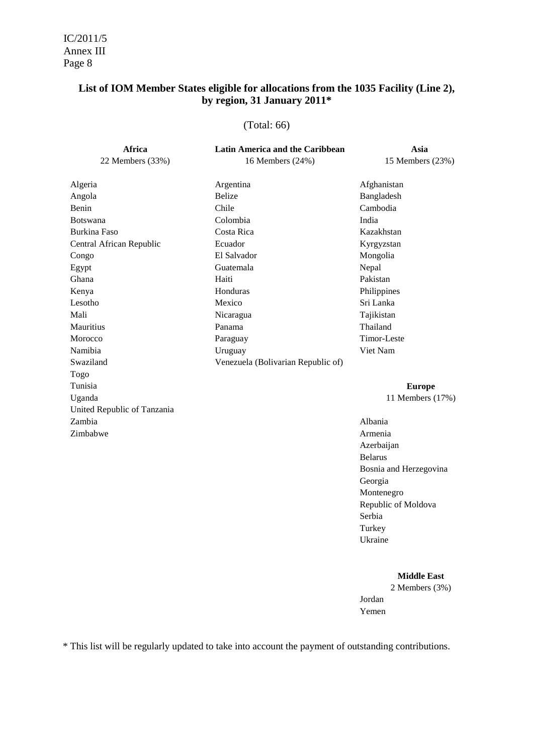**List of IOM Member States eligible for allocations from the 1035 Facility (Line 2), by region, 31 January 2011***

(Total: 66)

**Africa**
22 Members (33%)

Algeria
Angola
Benin
Botswana
Burkina Faso
Central African Republic
Congo
Egypt
Ghana
Kenya
Lesotho
Mali
Mauritius
Morocco
Namibia
Swaziland
Togo
Tunisia
Uganda
United Republic of Tanzania
Zambia
Zimbabwe

**Latin America and the Caribbean**
16 Members (24%)

Argentina
Belize
Chile
Colombia
Costa Rica
Ecuador
El Salvador
Guatemala
Haiti
Honduras
Mexico
Nicaragua
Panama
Paraguay
Uruguay
Venezuela (Bolivarian Republic of)

**Asia**
15 Members (23%)

Afghanistan
Bangladesh
Cambodia
India
Kazakhstan
Kyrgyzstan
Mongolia
Nepal
Pakistan
Philippines
Sri Lanka
Tajikistan
Thailand
Timor-Leste
Viet Nam

**Europe**
11 Members (17%)

Albania
Armenia
Azerbaijan
Belarus
Bosnia and Herzegovina
Georgia
Montenegro
Republic of Moldova
Serbia
Turkey
Ukraine

**Middle East**
2 Members (3%)

Jordan
Yemen

\* This list will be regularly updated to take into account the payment of outstanding contributions.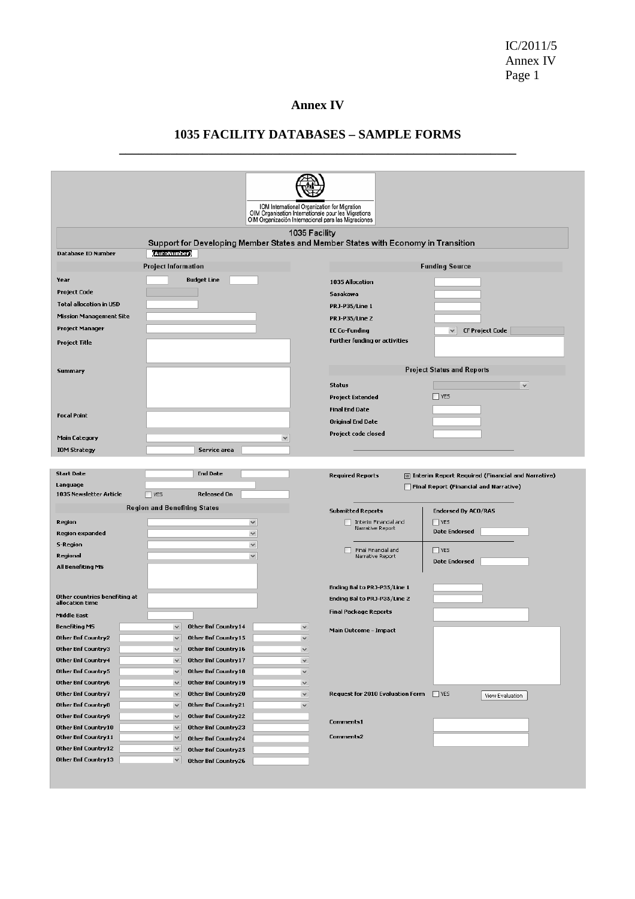# Annex IV

## 1035 FACILITY DATABASES – SAMPLE FORMS

ICM International Organization for Migration
OIM Organisation Internationale pour les Migrations
OIM Organización Internacional para las Migraciones

1035 Facility
Support for Developing Member States and Member States with Economy in Transition

Database ID Number (AutoNumber)

**Project Information**

- Year
- Budget Line
- Project Code
- Total allocation in USD
- Mission Management Site
- Project Manager
- Project Title
- Summary
- Focal Point
- Main Category
- IOM Strategy
- Service area

**Funding Source**

- 1035 Allocation
- Sasakawa
- PRJ-P35/Line 1
- PRJ-P35/Line 2
- EC Co-Funding
- CF Project Code
- Further funding or activities

**Project Status and Reports**

- Status
- Project Extended — YES
- Final End Date
- Original End Date
- Project code closed

- Start Date
- End Date
- Language
- 1035 Newsletter Article — YES
- Released On

**Region and Benefiting States**

- Region
- Region expanded
- S-Region
- Regional
- All Benefiting MS
- Other countries benefiting at allocation time
- Middle East
- Benefiting MS
- Other Bnf Country2
- Other Bnf Country3
- Other Bnf Country4
- Other Bnf Country5
- Other Bnf Country6
- Other Bnf Country7
- Other Bnf Country8
- Other Bnf Country9
- Other Bnf Country10
- Other Bnf Country11
- Other Bnf Country12
- Other Bnf Country13
- Other Bnf Country14
- Other Bnf Country15
- Other Bnf Country16
- Other Bnf Country17
- Other Bnf Country18
- Other Bnf Country19
- Other Bnf Country20
- Other Bnf Country21
- Other Bnf Country22
- Other Bnf Country23
- Other Bnf Country24
- Other Bnf Country25
- Other Bnf Country26

**Required Reports**

- ☒ Interim Report Required (Financial and Narrative)
- ☐ Final Report (Financial and Narrative)

| Submitted Reports | Endorsed By ACO/RAS |
|---|---|
| ☐ Interim Financial and Narrative Report | ☐ YES<br>Date Endorsed |
| ☐ Final Financial and Narrative Report | ☐ YES<br>Date Endorsed |

- Ending Bal to PRJ-P35/Line 1
- Ending Bal to PRJ-P35/Line 2
- Final Package Reports
- Main Outcome - Impact
- Request for 2010 Evaluation Form — ☐ YES — View Evaluation
- Comments1
- Comments2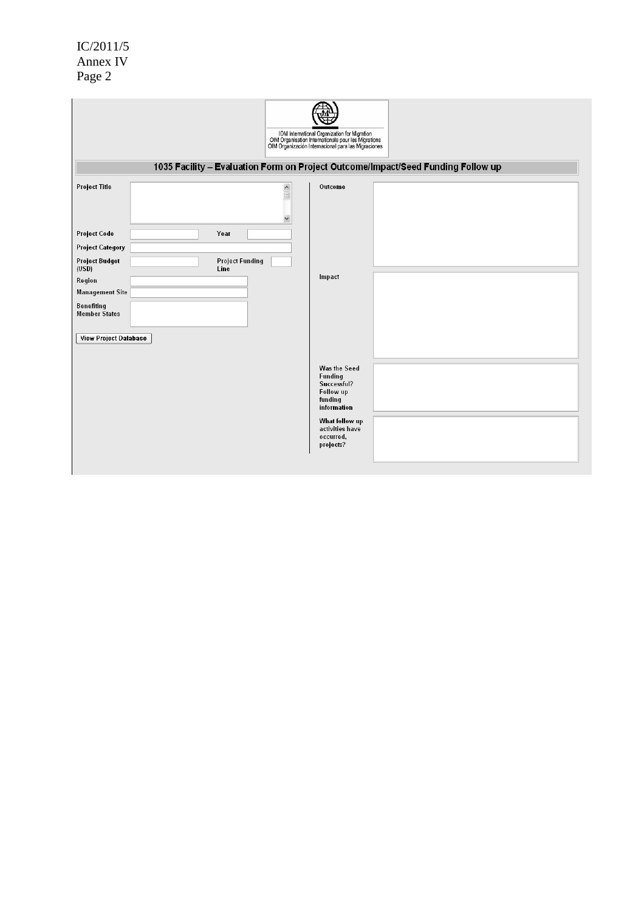IOM International Organization for Migration
OIM Organisation Internationale pour les Migrations
OIM Organización Internacional para las Migraciones

## 1035 Facility – Evaluation Form on Project Outcome/Impact/Seed Funding Follow up

Project Title

Project Code

Year

Project Category

Project Budget (USD)

Project Funding Line

Region

Management Site

Benefiting Member States

View Project Database

Outcome

Impact

Was the Seed Funding Successful? Follow up funding information

What follow up activities have occurred, projects?